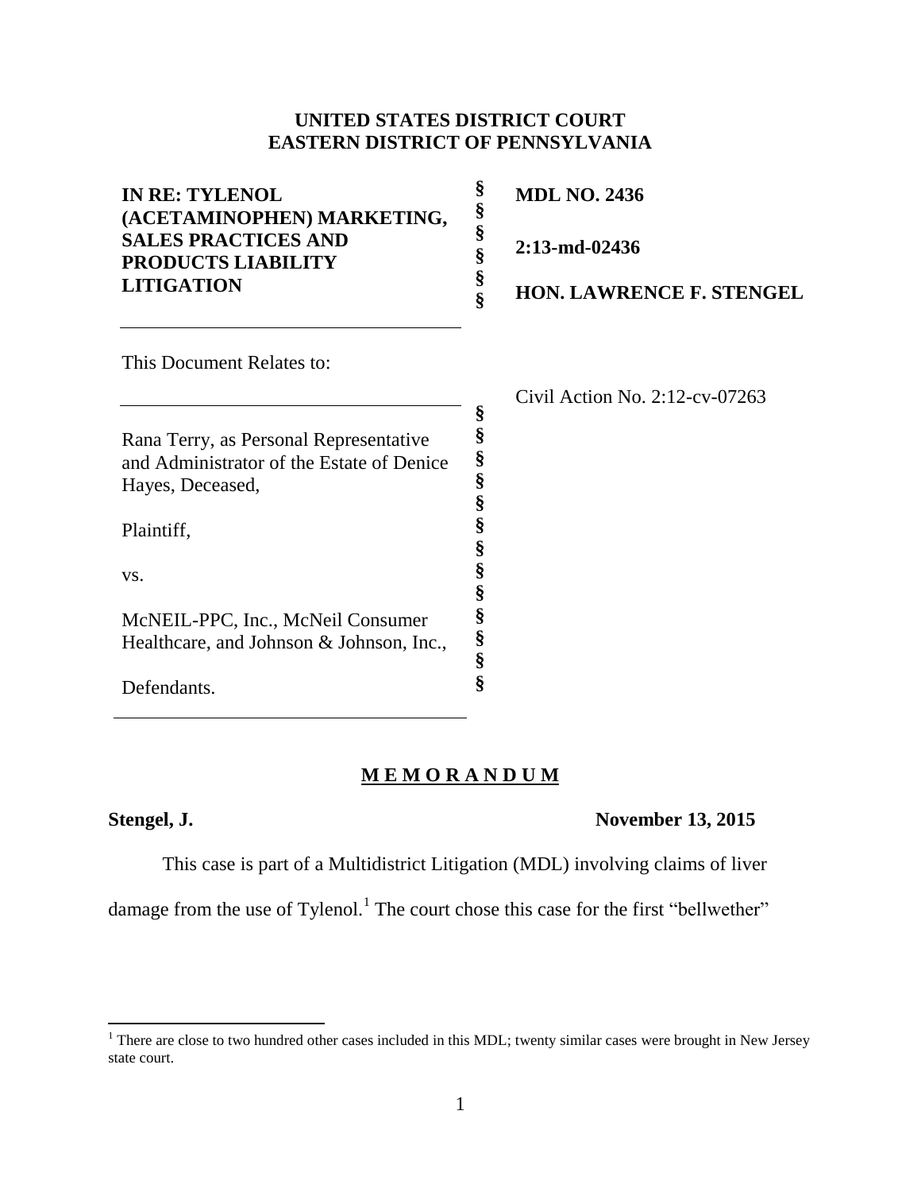**UNITED STATES DISTRICT COURT**
**EASTERN DISTRICT OF PENNSYLVANIA**

| | | |
|---|---|---|
| **IN RE: TYLENOL (ACETAMINOPHEN) MARKETING, SALES PRACTICES AND PRODUCTS LIABILITY LITIGATION** | § | **MDL NO. 2436** |
| | § | **2:13-md-02436** |
| | § | **HON. LAWRENCE F. STENGEL** |

This Document Relates to:

Civil Action No. 2:12-cv-07263

Rana Terry, as Personal Representative and Administrator of the Estate of Denice Hayes, Deceased,

Plaintiff,

vs.

McNEIL-PPC, Inc., McNeil Consumer Healthcare, and Johnson & Johnson, Inc.,

Defendants.

**M E M O R A N D U M**

**Stengel, J.** **November 13, 2015**

This case is part of a Multidistrict Litigation (MDL) involving claims of liver damage from the use of Tylenol.[1] The court chose this case for the first "bellwether"

[1] There are close to two hundred other cases included in this MDL; twenty similar cases were brought in New Jersey state court.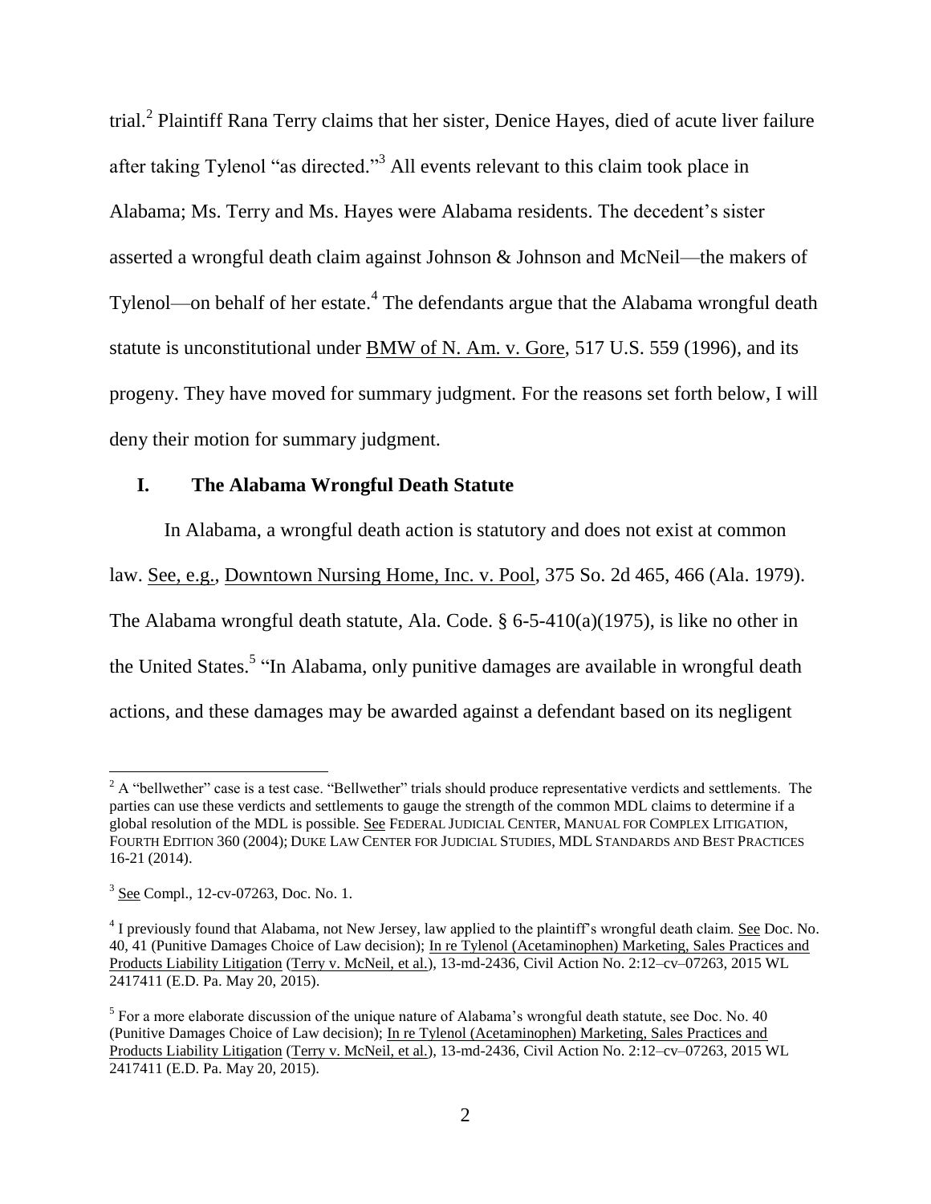trial.[2] Plaintiff Rana Terry claims that her sister, Denice Hayes, died of acute liver failure after taking Tylenol "as directed."[3] All events relevant to this claim took place in Alabama; Ms. Terry and Ms. Hayes were Alabama residents. The decedent's sister asserted a wrongful death claim against Johnson & Johnson and McNeil—the makers of Tylenol—on behalf of her estate.[4] The defendants argue that the Alabama wrongful death statute is unconstitutional under BMW of N. Am. v. Gore, 517 U.S. 559 (1996), and its progeny. They have moved for summary judgment. For the reasons set forth below, I will deny their motion for summary judgment.

## I. The Alabama Wrongful Death Statute

In Alabama, a wrongful death action is statutory and does not exist at common law. See, e.g., Downtown Nursing Home, Inc. v. Pool, 375 So. 2d 465, 466 (Ala. 1979). The Alabama wrongful death statute, Ala. Code. § 6-5-410(a)(1975), is like no other in the United States.[5] "In Alabama, only punitive damages are available in wrongful death actions, and these damages may be awarded against a defendant based on its negligent

---

[2] A "bellwether" case is a test case. "Bellwether" trials should produce representative verdicts and settlements. The parties can use these verdicts and settlements to gauge the strength of the common MDL claims to determine if a global resolution of the MDL is possible. See FEDERAL JUDICIAL CENTER, MANUAL FOR COMPLEX LITIGATION, FOURTH EDITION 360 (2004); DUKE LAW CENTER FOR JUDICIAL STUDIES, MDL STANDARDS AND BEST PRACTICES 16-21 (2014).

[3] See Compl., 12-cv-07263, Doc. No. 1.

[4] I previously found that Alabama, not New Jersey, law applied to the plaintiff's wrongful death claim. See Doc. No. 40, 41 (Punitive Damages Choice of Law decision); In re Tylenol (Acetaminophen) Marketing, Sales Practices and Products Liability Litigation (Terry v. McNeil, et al.), 13-md-2436, Civil Action No. 2:12–cv–07263, 2015 WL 2417411 (E.D. Pa. May 20, 2015).

[5] For a more elaborate discussion of the unique nature of Alabama's wrongful death statute, see Doc. No. 40 (Punitive Damages Choice of Law decision); In re Tylenol (Acetaminophen) Marketing, Sales Practices and Products Liability Litigation (Terry v. McNeil, et al.), 13-md-2436, Civil Action No. 2:12–cv–07263, 2015 WL 2417411 (E.D. Pa. May 20, 2015).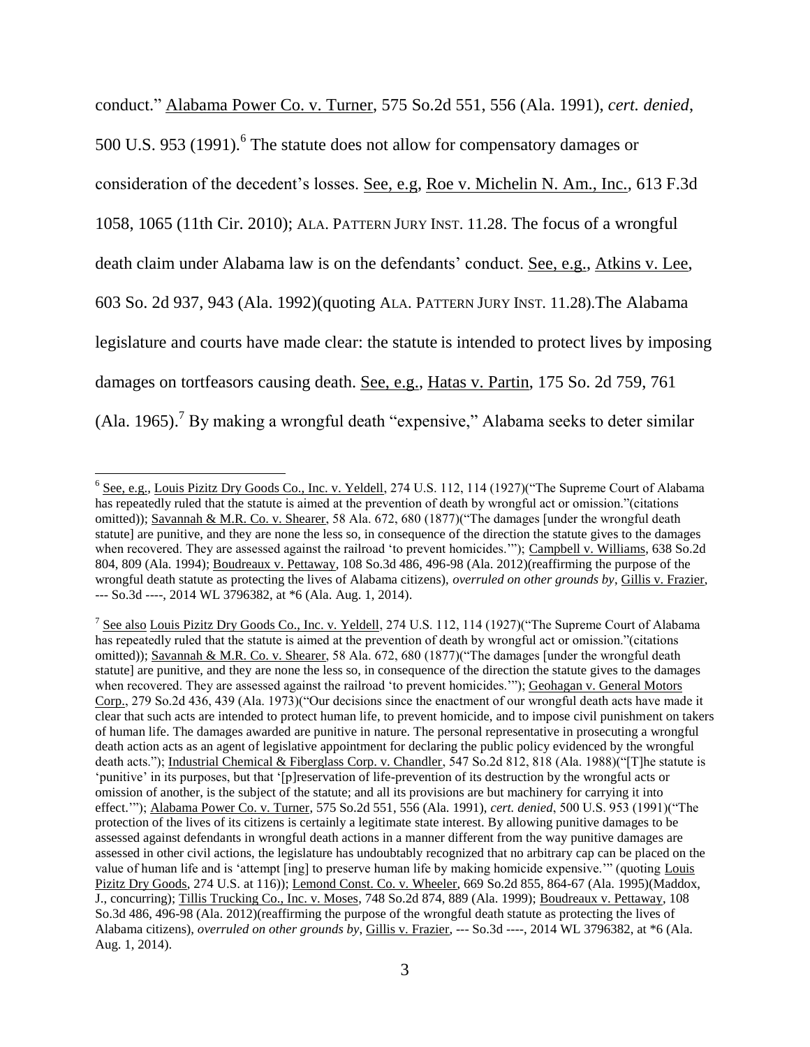conduct." Alabama Power Co. v. Turner, 575 So.2d 551, 556 (Ala. 1991), *cert. denied*, 500 U.S. 953 (1991).[6] The statute does not allow for compensatory damages or consideration of the decedent's losses. See, e.g, Roe v. Michelin N. Am., Inc., 613 F.3d 1058, 1065 (11th Cir. 2010); ALA. PATTERN JURY INST. 11.28. The focus of a wrongful death claim under Alabama law is on the defendants' conduct. See, e.g., Atkins v. Lee, 603 So. 2d 937, 943 (Ala. 1992)(quoting ALA. PATTERN JURY INST. 11.28).The Alabama legislature and courts have made clear: the statute is intended to protect lives by imposing damages on tortfeasors causing death. See, e.g., Hatas v. Partin, 175 So. 2d 759, 761 (Ala. 1965).[7] By making a wrongful death "expensive," Alabama seeks to deter similar

---

[6] See, e.g., Louis Pizitz Dry Goods Co., Inc. v. Yeldell, 274 U.S. 112, 114 (1927)("The Supreme Court of Alabama has repeatedly ruled that the statute is aimed at the prevention of death by wrongful act or omission."(citations omitted)); Savannah & M.R. Co. v. Shearer, 58 Ala. 672, 680 (1877)("The damages [under the wrongful death statute] are punitive, and they are none the less so, in consequence of the direction the statute gives to the damages when recovered. They are assessed against the railroad 'to prevent homicides.'"); Campbell v. Williams, 638 So.2d 804, 809 (Ala. 1994); Boudreaux v. Pettaway, 108 So.3d 486, 496-98 (Ala. 2012)(reaffirming the purpose of the wrongful death statute as protecting the lives of Alabama citizens), *overruled on other grounds by*, Gillis v. Frazier, --- So.3d ----, 2014 WL 3796382, at *6 (Ala. Aug. 1, 2014).

[7] See also Louis Pizitz Dry Goods Co., Inc. v. Yeldell, 274 U.S. 112, 114 (1927)("The Supreme Court of Alabama has repeatedly ruled that the statute is aimed at the prevention of death by wrongful act or omission."(citations omitted)); Savannah & M.R. Co. v. Shearer, 58 Ala. 672, 680 (1877)("The damages [under the wrongful death statute] are punitive, and they are none the less so, in consequence of the direction the statute gives to the damages when recovered. They are assessed against the railroad 'to prevent homicides.'"); Geohagan v. General Motors Corp., 279 So.2d 436, 439 (Ala. 1973)("Our decisions since the enactment of our wrongful death acts have made it clear that such acts are intended to protect human life, to prevent homicide, and to impose civil punishment on takers of human life. The damages awarded are punitive in nature. The personal representative in prosecuting a wrongful death action acts as an agent of legislative appointment for declaring the public policy evidenced by the wrongful death acts."); Industrial Chemical & Fiberglass Corp. v. Chandler, 547 So.2d 812, 818 (Ala. 1988)("[T]he statute is 'punitive' in its purposes, but that '[p]reservation of life-prevention of its destruction by the wrongful acts or omission of another, is the subject of the statute; and all its provisions are but machinery for carrying it into effect.'"); Alabama Power Co. v. Turner, 575 So.2d 551, 556 (Ala. 1991), *cert. denied*, 500 U.S. 953 (1991)("The protection of the lives of its citizens is certainly a legitimate state interest. By allowing punitive damages to be assessed against defendants in wrongful death actions in a manner different from the way punitive damages are assessed in other civil actions, the legislature has undoubtably recognized that no arbitrary cap can be placed on the value of human life and is 'attempt [ing] to preserve human life by making homicide expensive.'" (quoting Louis Pizitz Dry Goods, 274 U.S. at 116)); Lemond Const. Co. v. Wheeler, 669 So.2d 855, 864-67 (Ala. 1995)(Maddox, J., concurring); Tillis Trucking Co., Inc. v. Moses, 748 So.2d 874, 889 (Ala. 1999); Boudreaux v. Pettaway, 108 So.3d 486, 496-98 (Ala. 2012)(reaffirming the purpose of the wrongful death statute as protecting the lives of Alabama citizens), *overruled on other grounds by*, Gillis v. Frazier, --- So.3d ----, 2014 WL 3796382, at *6 (Ala. Aug. 1, 2014).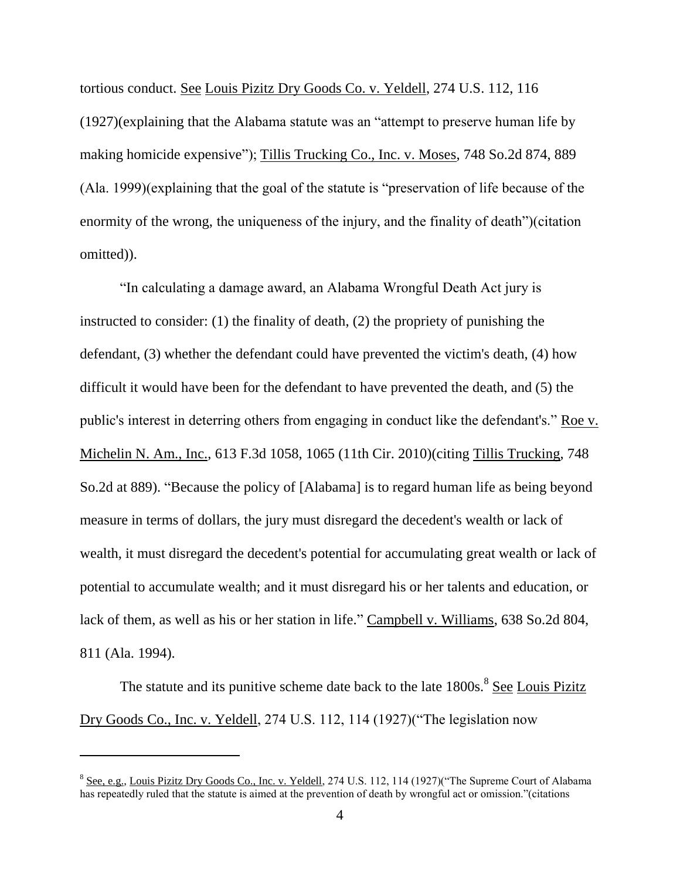tortious conduct. See Louis Pizitz Dry Goods Co. v. Yeldell, 274 U.S. 112, 116 (1927)(explaining that the Alabama statute was an "attempt to preserve human life by making homicide expensive"); Tillis Trucking Co., Inc. v. Moses, 748 So.2d 874, 889 (Ala. 1999)(explaining that the goal of the statute is "preservation of life because of the enormity of the wrong, the uniqueness of the injury, and the finality of death")(citation omitted)).

"In calculating a damage award, an Alabama Wrongful Death Act jury is instructed to consider: (1) the finality of death, (2) the propriety of punishing the defendant, (3) whether the defendant could have prevented the victim's death, (4) how difficult it would have been for the defendant to have prevented the death, and (5) the public's interest in deterring others from engaging in conduct like the defendant's." Roe v. Michelin N. Am., Inc., 613 F.3d 1058, 1065 (11th Cir. 2010)(citing Tillis Trucking, 748 So.2d at 889). "Because the policy of [Alabama] is to regard human life as being beyond measure in terms of dollars, the jury must disregard the decedent's wealth or lack of wealth, it must disregard the decedent's potential for accumulating great wealth or lack of potential to accumulate wealth; and it must disregard his or her talents and education, or lack of them, as well as his or her station in life." Campbell v. Williams, 638 So.2d 804, 811 (Ala. 1994).

The statute and its punitive scheme date back to the late 1800s.[8] See Louis Pizitz Dry Goods Co., Inc. v. Yeldell, 274 U.S. 112, 114 (1927)("The legislation now

---

[8] See, e.g., Louis Pizitz Dry Goods Co., Inc. v. Yeldell, 274 U.S. 112, 114 (1927)("The Supreme Court of Alabama has repeatedly ruled that the statute is aimed at the prevention of death by wrongful act or omission."(citations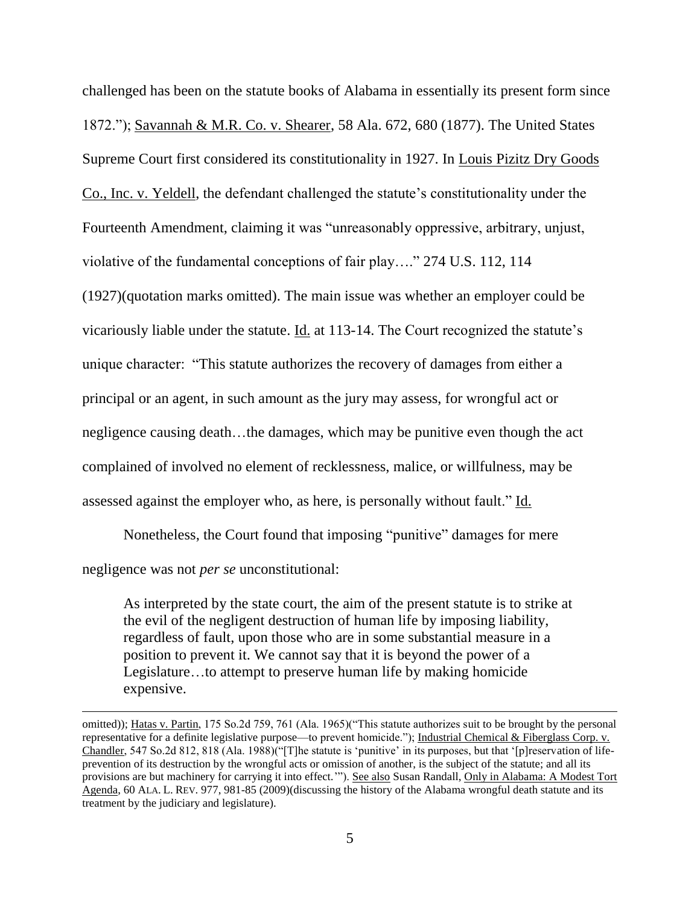challenged has been on the statute books of Alabama in essentially its present form since 1872."); Savannah & M.R. Co. v. Shearer, 58 Ala. 672, 680 (1877). The United States Supreme Court first considered its constitutionality in 1927. In Louis Pizitz Dry Goods Co., Inc. v. Yeldell, the defendant challenged the statute's constitutionality under the Fourteenth Amendment, claiming it was "unreasonably oppressive, arbitrary, unjust, violative of the fundamental conceptions of fair play…." 274 U.S. 112, 114 (1927)(quotation marks omitted). The main issue was whether an employer could be vicariously liable under the statute. Id. at 113-14. The Court recognized the statute's unique character: "This statute authorizes the recovery of damages from either a principal or an agent, in such amount as the jury may assess, for wrongful act or negligence causing death…the damages, which may be punitive even though the act complained of involved no element of recklessness, malice, or willfulness, may be assessed against the employer who, as here, is personally without fault." Id.

Nonetheless, the Court found that imposing "punitive" damages for mere negligence was not *per se* unconstitutional:

> As interpreted by the state court, the aim of the present statute is to strike at the evil of the negligent destruction of human life by imposing liability, regardless of fault, upon those who are in some substantial measure in a position to prevent it. We cannot say that it is beyond the power of a Legislature…to attempt to preserve human life by making homicide expensive.

---

omitted)); Hatas v. Partin, 175 So.2d 759, 761 (Ala. 1965)("This statute authorizes suit to be brought by the personal representative for a definite legislative purpose—to prevent homicide."); Industrial Chemical & Fiberglass Corp. v. Chandler, 547 So.2d 812, 818 (Ala. 1988)("[T]he statute is 'punitive' in its purposes, but that '[p]reservation of life-prevention of its destruction by the wrongful acts or omission of another, is the subject of the statute; and all its provisions are but machinery for carrying it into effect.'"). See also Susan Randall, Only in Alabama: A Modest Tort Agenda, 60 ALA. L. REV. 977, 981-85 (2009)(discussing the history of the Alabama wrongful death statute and its treatment by the judiciary and legislature).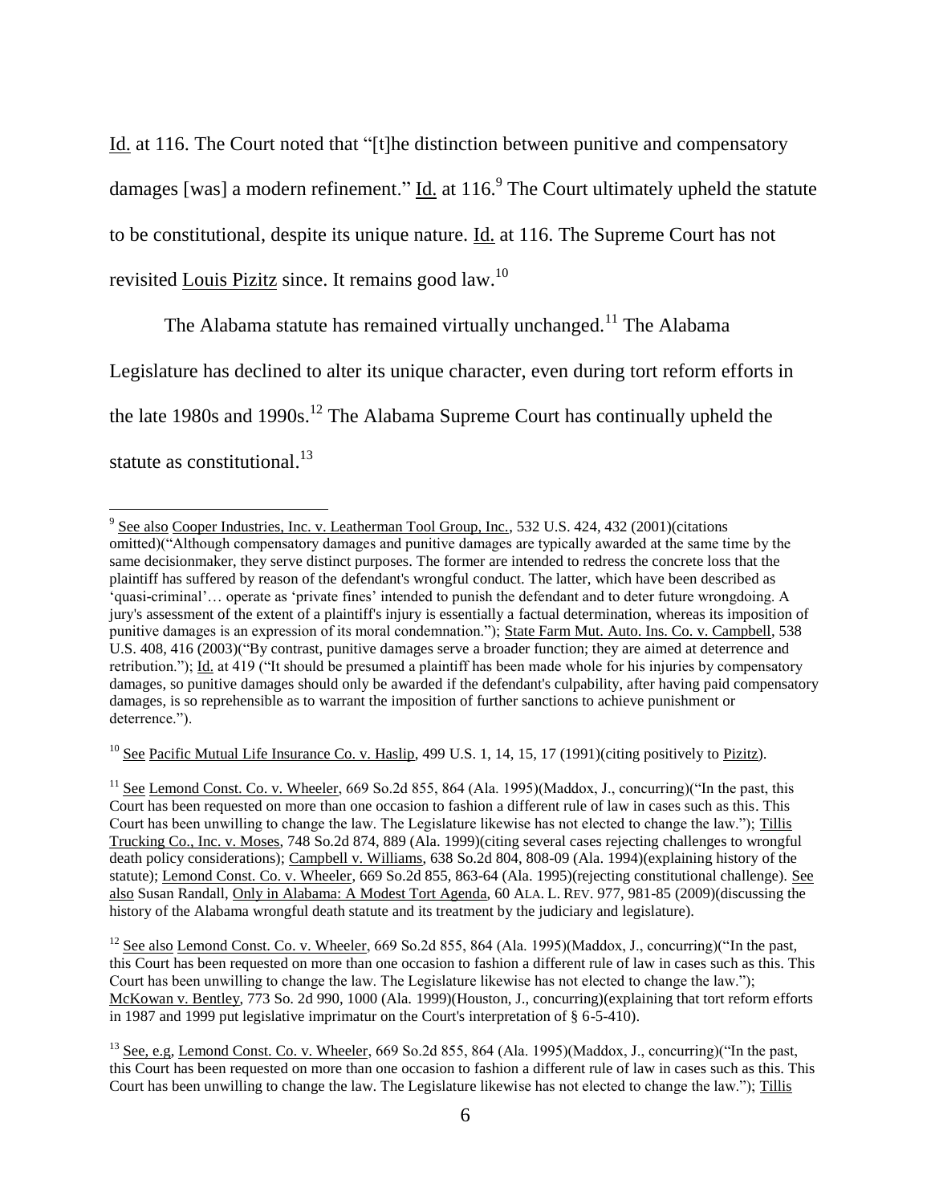Id. at 116. The Court noted that "[t]he distinction between punitive and compensatory damages [was] a modern refinement." Id. at 116.[9] The Court ultimately upheld the statute to be constitutional, despite its unique nature. Id. at 116. The Supreme Court has not revisited Louis Pizitz since. It remains good law.[10]

The Alabama statute has remained virtually unchanged.[11] The Alabama Legislature has declined to alter its unique character, even during tort reform efforts in the late 1980s and 1990s.[12] The Alabama Supreme Court has continually upheld the statute as constitutional.[13]

---

[9] See also Cooper Industries, Inc. v. Leatherman Tool Group, Inc., 532 U.S. 424, 432 (2001)(citations omitted)("Although compensatory damages and punitive damages are typically awarded at the same time by the same decisionmaker, they serve distinct purposes. The former are intended to redress the concrete loss that the plaintiff has suffered by reason of the defendant's wrongful conduct. The latter, which have been described as 'quasi-criminal'… operate as 'private fines' intended to punish the defendant and to deter future wrongdoing. A jury's assessment of the extent of a plaintiff's injury is essentially a factual determination, whereas its imposition of punitive damages is an expression of its moral condemnation."); State Farm Mut. Auto. Ins. Co. v. Campbell, 538 U.S. 408, 416 (2003)("By contrast, punitive damages serve a broader function; they are aimed at deterrence and retribution."); Id. at 419 ("It should be presumed a plaintiff has been made whole for his injuries by compensatory damages, so punitive damages should only be awarded if the defendant's culpability, after having paid compensatory damages, is so reprehensible as to warrant the imposition of further sanctions to achieve punishment or deterrence.").

[10] See Pacific Mutual Life Insurance Co. v. Haslip, 499 U.S. 1, 14, 15, 17 (1991)(citing positively to Pizitz).

[11] See Lemond Const. Co. v. Wheeler, 669 So.2d 855, 864 (Ala. 1995)(Maddox, J., concurring)("In the past, this Court has been requested on more than one occasion to fashion a different rule of law in cases such as this. This Court has been unwilling to change the law. The Legislature likewise has not elected to change the law."); Tillis Trucking Co., Inc. v. Moses, 748 So.2d 874, 889 (Ala. 1999)(citing several cases rejecting challenges to wrongful death policy considerations); Campbell v. Williams, 638 So.2d 804, 808-09 (Ala. 1994)(explaining history of the statute); Lemond Const. Co. v. Wheeler, 669 So.2d 855, 863-64 (Ala. 1995)(rejecting constitutional challenge). See also Susan Randall, Only in Alabama: A Modest Tort Agenda, 60 ALA. L. REV. 977, 981-85 (2009)(discussing the history of the Alabama wrongful death statute and its treatment by the judiciary and legislature).

[12] See also Lemond Const. Co. v. Wheeler, 669 So.2d 855, 864 (Ala. 1995)(Maddox, J., concurring)("In the past, this Court has been requested on more than one occasion to fashion a different rule of law in cases such as this. This Court has been unwilling to change the law. The Legislature likewise has not elected to change the law."); McKowan v. Bentley, 773 So. 2d 990, 1000 (Ala. 1999)(Houston, J., concurring)(explaining that tort reform efforts in 1987 and 1999 put legislative imprimatur on the Court's interpretation of § 6-5-410).

[13] See, e.g, Lemond Const. Co. v. Wheeler, 669 So.2d 855, 864 (Ala. 1995)(Maddox, J., concurring)("In the past, this Court has been requested on more than one occasion to fashion a different rule of law in cases such as this. This Court has been unwilling to change the law. The Legislature likewise has not elected to change the law."); Tillis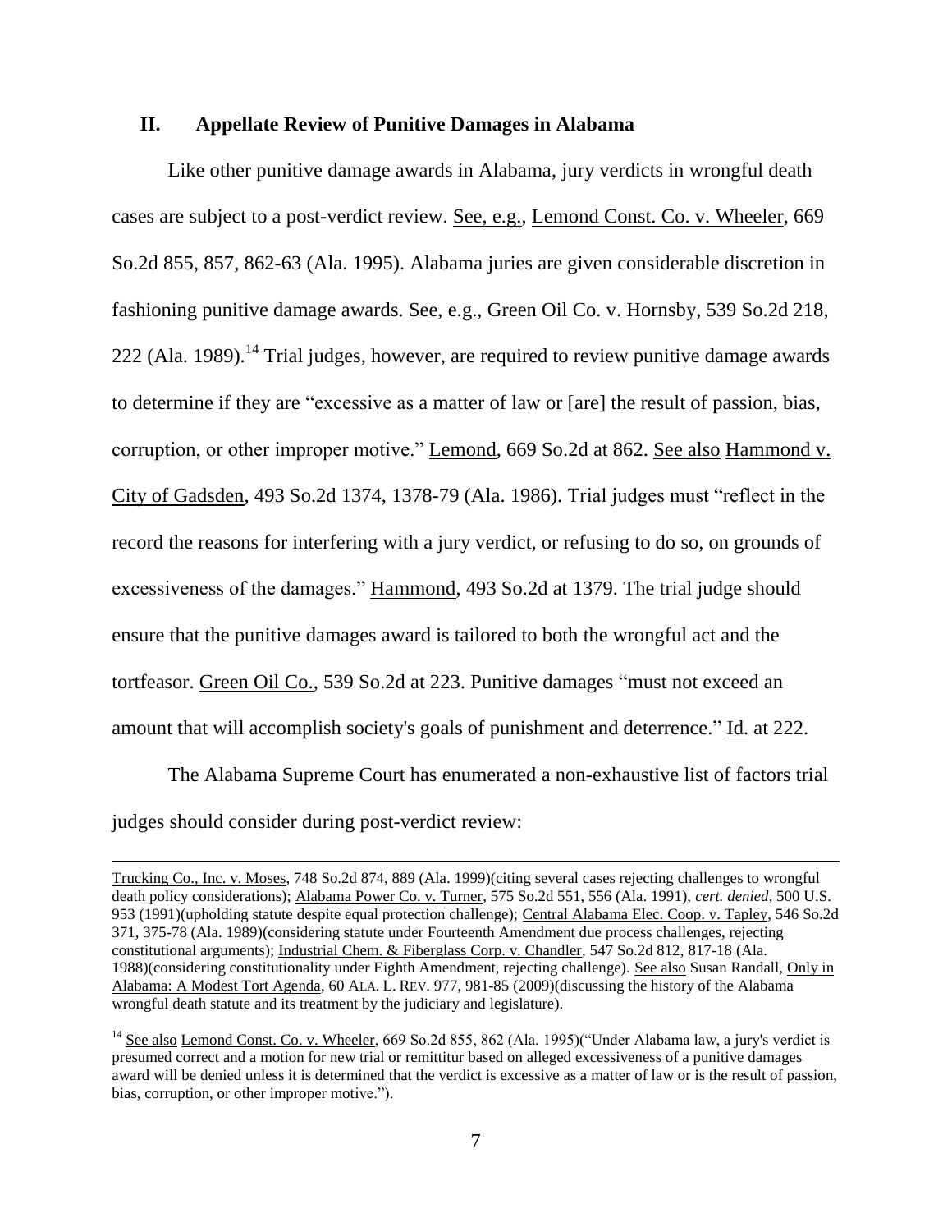## II. Appellate Review of Punitive Damages in Alabama

Like other punitive damage awards in Alabama, jury verdicts in wrongful death cases are subject to a post-verdict review. See, e.g., Lemond Const. Co. v. Wheeler, 669 So.2d 855, 857, 862-63 (Ala. 1995). Alabama juries are given considerable discretion in fashioning punitive damage awards. See, e.g., Green Oil Co. v. Hornsby, 539 So.2d 218, 222 (Ala. 1989).[14] Trial judges, however, are required to review punitive damage awards to determine if they are "excessive as a matter of law or [are] the result of passion, bias, corruption, or other improper motive." Lemond, 669 So.2d at 862. See also Hammond v. City of Gadsden, 493 So.2d 1374, 1378-79 (Ala. 1986). Trial judges must "reflect in the record the reasons for interfering with a jury verdict, or refusing to do so, on grounds of excessiveness of the damages." Hammond, 493 So.2d at 1379. The trial judge should ensure that the punitive damages award is tailored to both the wrongful act and the tortfeasor. Green Oil Co., 539 So.2d at 223. Punitive damages "must not exceed an amount that will accomplish society's goals of punishment and deterrence." Id. at 222.

The Alabama Supreme Court has enumerated a non-exhaustive list of factors trial judges should consider during post-verdict review:

---

Trucking Co., Inc. v. Moses, 748 So.2d 874, 889 (Ala. 1999)(citing several cases rejecting challenges to wrongful death policy considerations); Alabama Power Co. v. Turner, 575 So.2d 551, 556 (Ala. 1991), *cert. denied*, 500 U.S. 953 (1991)(upholding statute despite equal protection challenge); Central Alabama Elec. Coop. v. Tapley, 546 So.2d 371, 375-78 (Ala. 1989)(considering statute under Fourteenth Amendment due process challenges, rejecting constitutional arguments); Industrial Chem. & Fiberglass Corp. v. Chandler, 547 So.2d 812, 817-18 (Ala. 1988)(considering constitutionality under Eighth Amendment, rejecting challenge). See also Susan Randall, Only in Alabama: A Modest Tort Agenda, 60 ALA. L. REV. 977, 981-85 (2009)(discussing the history of the Alabama wrongful death statute and its treatment by the judiciary and legislature).

[14] See also Lemond Const. Co. v. Wheeler, 669 So.2d 855, 862 (Ala. 1995)("Under Alabama law, a jury's verdict is presumed correct and a motion for new trial or remittitur based on alleged excessiveness of a punitive damages award will be denied unless it is determined that the verdict is excessive as a matter of law or is the result of passion, bias, corruption, or other improper motive.").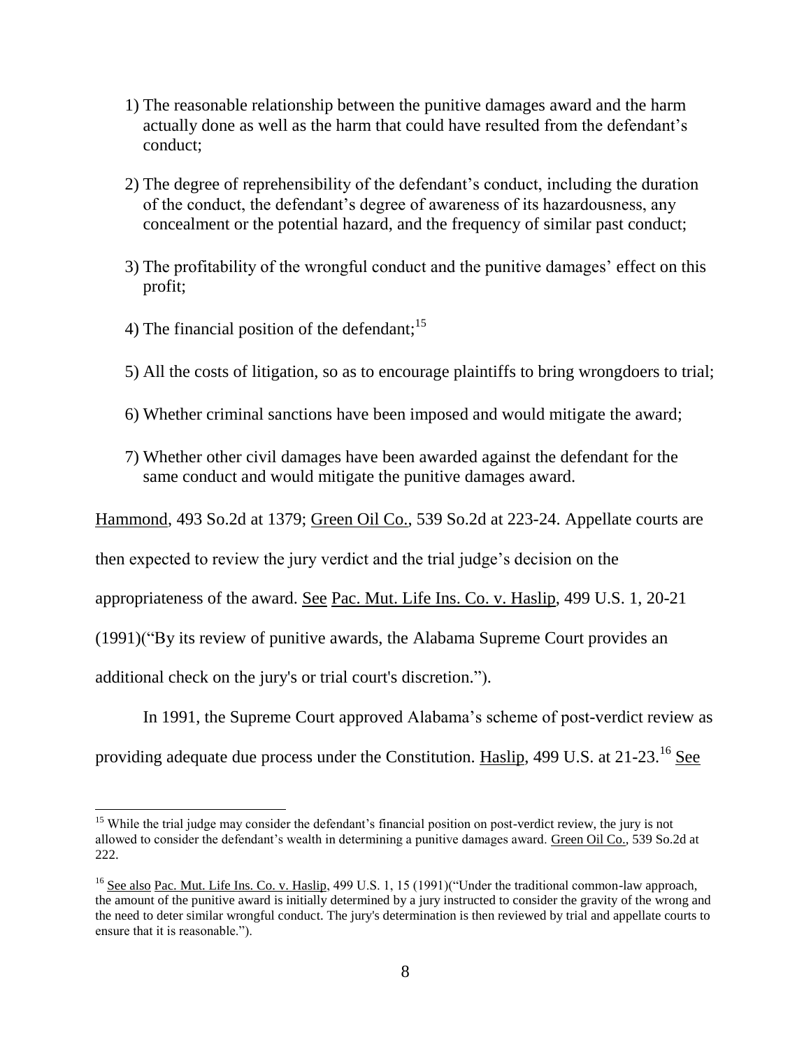1) The reasonable relationship between the punitive damages award and the harm actually done as well as the harm that could have resulted from the defendant's conduct;

2) The degree of reprehensibility of the defendant's conduct, including the duration of the conduct, the defendant's degree of awareness of its hazardousness, any concealment or the potential hazard, and the frequency of similar past conduct;

3) The profitability of the wrongful conduct and the punitive damages' effect on this profit;

4) The financial position of the defendant;[15]

5) All the costs of litigation, so as to encourage plaintiffs to bring wrongdoers to trial;

6) Whether criminal sanctions have been imposed and would mitigate the award;

7) Whether other civil damages have been awarded against the defendant for the same conduct and would mitigate the punitive damages award.

Hammond, 493 So.2d at 1379; Green Oil Co., 539 So.2d at 223-24. Appellate courts are then expected to review the jury verdict and the trial judge's decision on the appropriateness of the award. See Pac. Mut. Life Ins. Co. v. Haslip, 499 U.S. 1, 20-21 (1991)("By its review of punitive awards, the Alabama Supreme Court provides an additional check on the jury's or trial court's discretion.").

In 1991, the Supreme Court approved Alabama's scheme of post-verdict review as providing adequate due process under the Constitution. Haslip, 499 U.S. at 21-23.[16] See

---

[15] While the trial judge may consider the defendant's financial position on post-verdict review, the jury is not allowed to consider the defendant's wealth in determining a punitive damages award. Green Oil Co., 539 So.2d at 222.

[16] See also Pac. Mut. Life Ins. Co. v. Haslip, 499 U.S. 1, 15 (1991)("Under the traditional common-law approach, the amount of the punitive award is initially determined by a jury instructed to consider the gravity of the wrong and the need to deter similar wrongful conduct. The jury's determination is then reviewed by trial and appellate courts to ensure that it is reasonable.").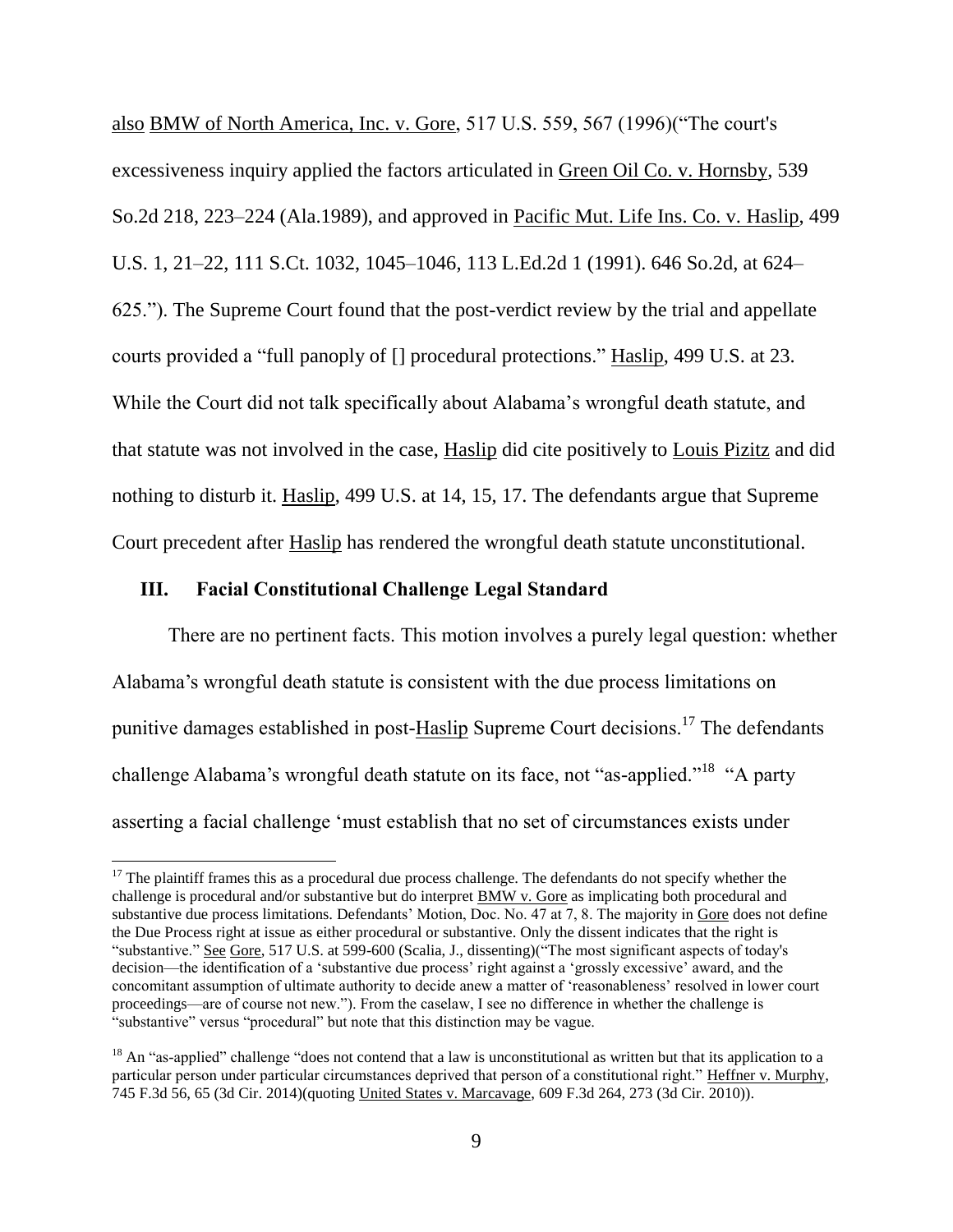also BMW of North America, Inc. v. Gore, 517 U.S. 559, 567 (1996)("The court's excessiveness inquiry applied the factors articulated in Green Oil Co. v. Hornsby, 539 So.2d 218, 223–224 (Ala.1989), and approved in Pacific Mut. Life Ins. Co. v. Haslip, 499 U.S. 1, 21–22, 111 S.Ct. 1032, 1045–1046, 113 L.Ed.2d 1 (1991). 646 So.2d, at 624–625."). The Supreme Court found that the post-verdict review by the trial and appellate courts provided a "full panoply of [] procedural protections." Haslip, 499 U.S. at 23. While the Court did not talk specifically about Alabama's wrongful death statute, and that statute was not involved in the case, Haslip did cite positively to Louis Pizitz and did nothing to disturb it. Haslip, 499 U.S. at 14, 15, 17. The defendants argue that Supreme Court precedent after Haslip has rendered the wrongful death statute unconstitutional.

## III. Facial Constitutional Challenge Legal Standard

There are no pertinent facts. This motion involves a purely legal question: whether Alabama's wrongful death statute is consistent with the due process limitations on punitive damages established in post-Haslip Supreme Court decisions.[17] The defendants challenge Alabama's wrongful death statute on its face, not "as-applied."[18] "A party asserting a facial challenge 'must establish that no set of circumstances exists under

[17] The plaintiff frames this as a procedural due process challenge. The defendants do not specify whether the challenge is procedural and/or substantive but do interpret BMW v. Gore as implicating both procedural and substantive due process limitations. Defendants' Motion, Doc. No. 47 at 7, 8. The majority in Gore does not define the Due Process right at issue as either procedural or substantive. Only the dissent indicates that the right is "substantive." See Gore, 517 U.S. at 599-600 (Scalia, J., dissenting)("The most significant aspects of today's decision—the identification of a 'substantive due process' right against a 'grossly excessive' award, and the concomitant assumption of ultimate authority to decide anew a matter of 'reasonableness' resolved in lower court proceedings—are of course not new."). From the caselaw, I see no difference in whether the challenge is "substantive" versus "procedural" but note that this distinction may be vague.

[18] An "as-applied" challenge "does not contend that a law is unconstitutional as written but that its application to a particular person under particular circumstances deprived that person of a constitutional right." Heffner v. Murphy, 745 F.3d 56, 65 (3d Cir. 2014)(quoting United States v. Marcavage, 609 F.3d 264, 273 (3d Cir. 2010)).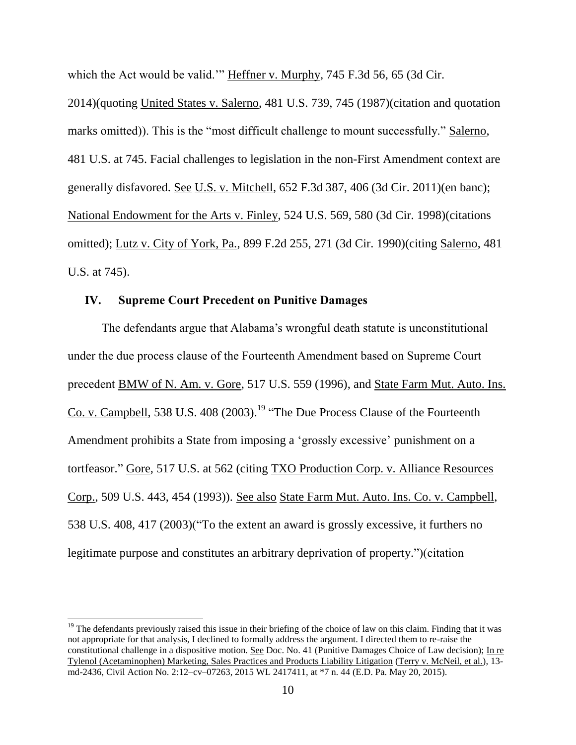which the Act would be valid.'" Heffner v. Murphy, 745 F.3d 56, 65 (3d Cir. 2014)(quoting United States v. Salerno, 481 U.S. 739, 745 (1987)(citation and quotation marks omitted)). This is the "most difficult challenge to mount successfully." Salerno, 481 U.S. at 745. Facial challenges to legislation in the non-First Amendment context are generally disfavored. See U.S. v. Mitchell, 652 F.3d 387, 406 (3d Cir. 2011)(en banc); National Endowment for the Arts v. Finley, 524 U.S. 569, 580 (3d Cir. 1998)(citations omitted); Lutz v. City of York, Pa., 899 F.2d 255, 271 (3d Cir. 1990)(citing Salerno, 481 U.S. at 745).

## IV. Supreme Court Precedent on Punitive Damages

The defendants argue that Alabama's wrongful death statute is unconstitutional under the due process clause of the Fourteenth Amendment based on Supreme Court precedent BMW of N. Am. v. Gore, 517 U.S. 559 (1996), and State Farm Mut. Auto. Ins. Co. v. Campbell, 538 U.S. 408 (2003).[19] "The Due Process Clause of the Fourteenth Amendment prohibits a State from imposing a 'grossly excessive' punishment on a tortfeasor." Gore, 517 U.S. at 562 (citing TXO Production Corp. v. Alliance Resources Corp., 509 U.S. 443, 454 (1993)). See also State Farm Mut. Auto. Ins. Co. v. Campbell, 538 U.S. 408, 417 (2003)("To the extent an award is grossly excessive, it furthers no legitimate purpose and constitutes an arbitrary deprivation of property.")(citation

---

[19] The defendants previously raised this issue in their briefing of the choice of law on this claim. Finding that it was not appropriate for that analysis, I declined to formally address the argument. I directed them to re-raise the constitutional challenge in a dispositive motion. See Doc. No. 41 (Punitive Damages Choice of Law decision); In re Tylenol (Acetaminophen) Marketing, Sales Practices and Products Liability Litigation (Terry v. McNeil, et al.), 13-md-2436, Civil Action No. 2:12–cv–07263, 2015 WL 2417411, at *7 n. 44 (E.D. Pa. May 20, 2015).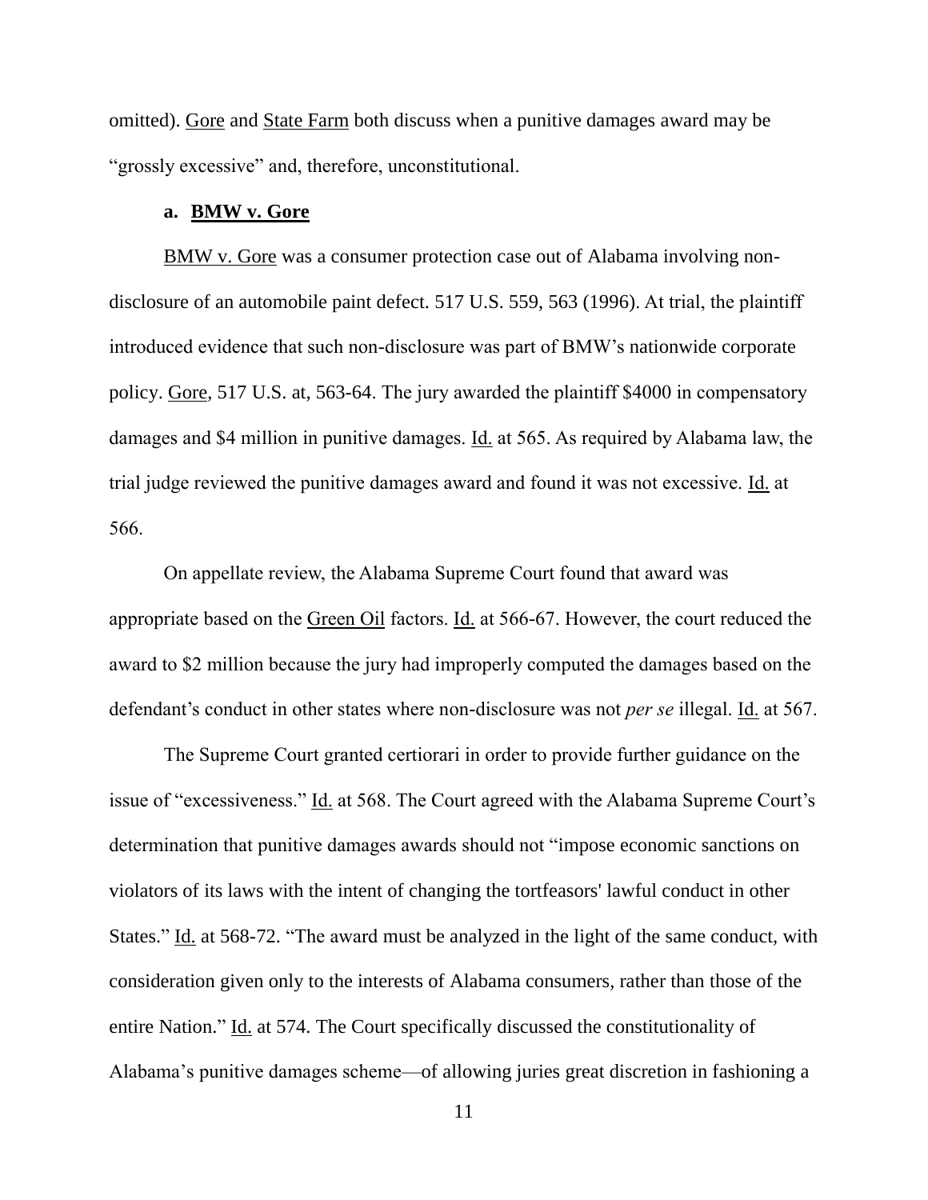omitted). Gore and State Farm both discuss when a punitive damages award may be "grossly excessive" and, therefore, unconstitutional.

**a. BMW v. Gore**

BMW v. Gore was a consumer protection case out of Alabama involving non-disclosure of an automobile paint defect. 517 U.S. 559, 563 (1996). At trial, the plaintiff introduced evidence that such non-disclosure was part of BMW's nationwide corporate policy. Gore, 517 U.S. at, 563-64. The jury awarded the plaintiff $4000 in compensatory damages and $4 million in punitive damages. Id. at 565. As required by Alabama law, the trial judge reviewed the punitive damages award and found it was not excessive. Id. at 566.

On appellate review, the Alabama Supreme Court found that award was appropriate based on the Green Oil factors. Id. at 566-67. However, the court reduced the award to $2 million because the jury had improperly computed the damages based on the defendant's conduct in other states where non-disclosure was not *per se* illegal. Id. at 567.

The Supreme Court granted certiorari in order to provide further guidance on the issue of "excessiveness." Id. at 568. The Court agreed with the Alabama Supreme Court's determination that punitive damages awards should not "impose economic sanctions on violators of its laws with the intent of changing the tortfeasors' lawful conduct in other States." Id. at 568-72. "The award must be analyzed in the light of the same conduct, with consideration given only to the interests of Alabama consumers, rather than those of the entire Nation." Id. at 574. The Court specifically discussed the constitutionality of Alabama's punitive damages scheme—of allowing juries great discretion in fashioning a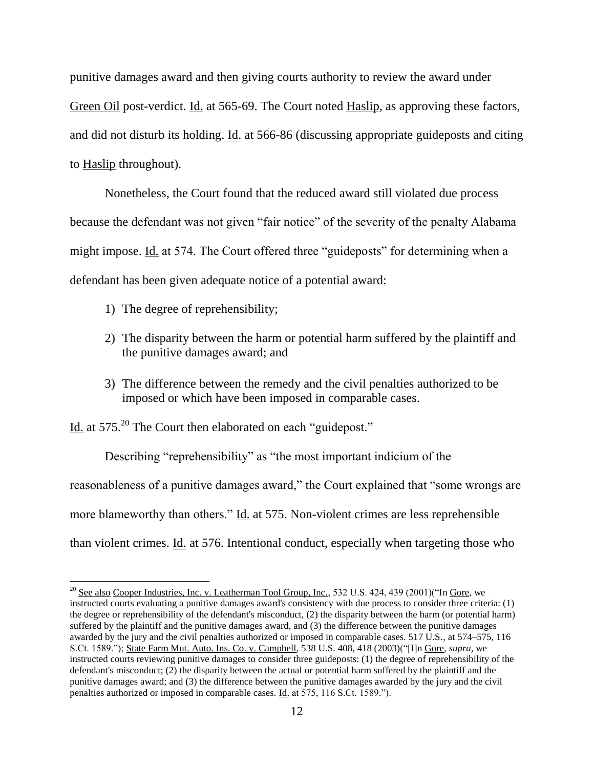punitive damages award and then giving courts authority to review the award under Green Oil post-verdict. Id. at 565-69. The Court noted Haslip, as approving these factors, and did not disturb its holding. Id. at 566-86 (discussing appropriate guideposts and citing to Haslip throughout).

Nonetheless, the Court found that the reduced award still violated due process because the defendant was not given "fair notice" of the severity of the penalty Alabama might impose. Id. at 574. The Court offered three "guideposts" for determining when a defendant has been given adequate notice of a potential award:

1) The degree of reprehensibility;
2) The disparity between the harm or potential harm suffered by the plaintiff and the punitive damages award; and
3) The difference between the remedy and the civil penalties authorized to be imposed or which have been imposed in comparable cases.

Id. at 575.[20] The Court then elaborated on each "guidepost."

Describing "reprehensibility" as "the most important indicium of the reasonableness of a punitive damages award," the Court explained that "some wrongs are more blameworthy than others." Id. at 575. Non-violent crimes are less reprehensible than violent crimes. Id. at 576. Intentional conduct, especially when targeting those who

---

[20] See also Cooper Industries, Inc. v. Leatherman Tool Group, Inc., 532 U.S. 424, 439 (2001)("In Gore, we instructed courts evaluating a punitive damages award's consistency with due process to consider three criteria: (1) the degree or reprehensibility of the defendant's misconduct, (2) the disparity between the harm (or potential harm) suffered by the plaintiff and the punitive damages award, and (3) the difference between the punitive damages awarded by the jury and the civil penalties authorized or imposed in comparable cases. 517 U.S., at 574–575, 116 S.Ct. 1589."); State Farm Mut. Auto. Ins. Co. v. Campbell, 538 U.S. 408, 418 (2003)("[I]n Gore, *supra*, we instructed courts reviewing punitive damages to consider three guideposts: (1) the degree of reprehensibility of the defendant's misconduct; (2) the disparity between the actual or potential harm suffered by the plaintiff and the punitive damages award; and (3) the difference between the punitive damages awarded by the jury and the civil penalties authorized or imposed in comparable cases. Id. at 575, 116 S.Ct. 1589.").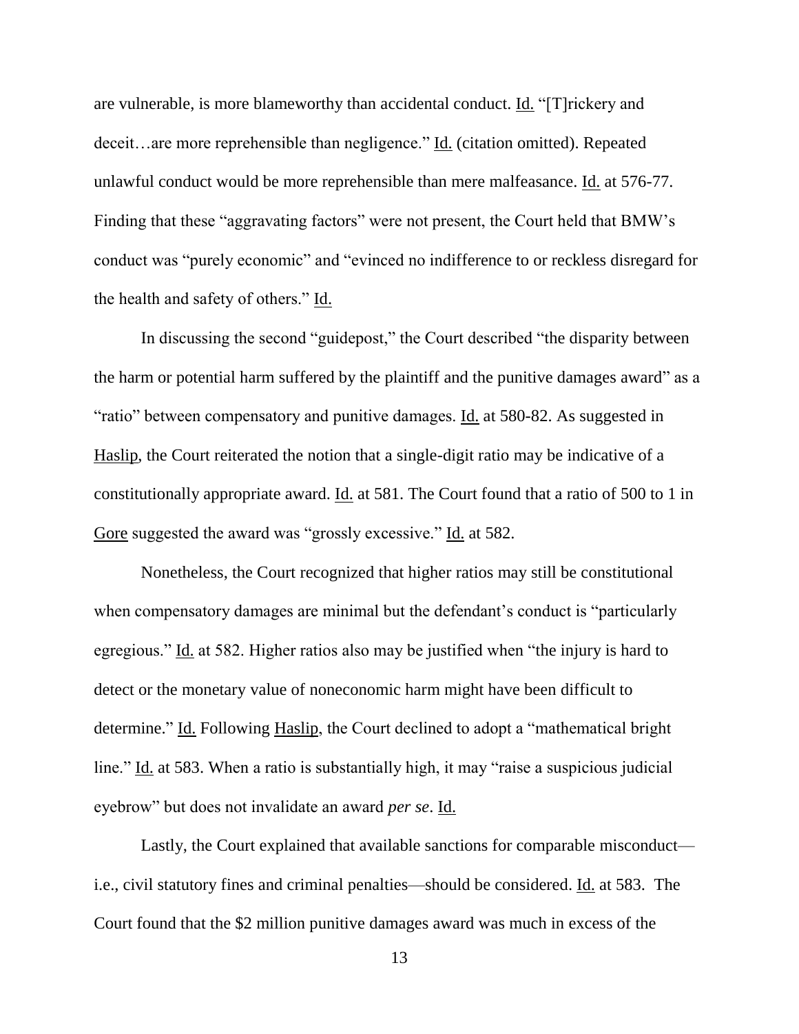are vulnerable, is more blameworthy than accidental conduct. Id. "[T]rickery and deceit…are more reprehensible than negligence." Id. (citation omitted). Repeated unlawful conduct would be more reprehensible than mere malfeasance. Id. at 576-77. Finding that these "aggravating factors" were not present, the Court held that BMW's conduct was "purely economic" and "evinced no indifference to or reckless disregard for the health and safety of others." Id.

In discussing the second "guidepost," the Court described "the disparity between the harm or potential harm suffered by the plaintiff and the punitive damages award" as a "ratio" between compensatory and punitive damages. Id. at 580-82. As suggested in Haslip, the Court reiterated the notion that a single-digit ratio may be indicative of a constitutionally appropriate award. Id. at 581. The Court found that a ratio of 500 to 1 in Gore suggested the award was "grossly excessive." Id. at 582.

Nonetheless, the Court recognized that higher ratios may still be constitutional when compensatory damages are minimal but the defendant's conduct is "particularly egregious." Id. at 582. Higher ratios also may be justified when "the injury is hard to detect or the monetary value of noneconomic harm might have been difficult to determine." Id. Following Haslip, the Court declined to adopt a "mathematical bright line." Id. at 583. When a ratio is substantially high, it may "raise a suspicious judicial eyebrow" but does not invalidate an award *per se*. Id.

Lastly, the Court explained that available sanctions for comparable misconduct—i.e., civil statutory fines and criminal penalties—should be considered. Id. at 583. The Court found that the $2 million punitive damages award was much in excess of the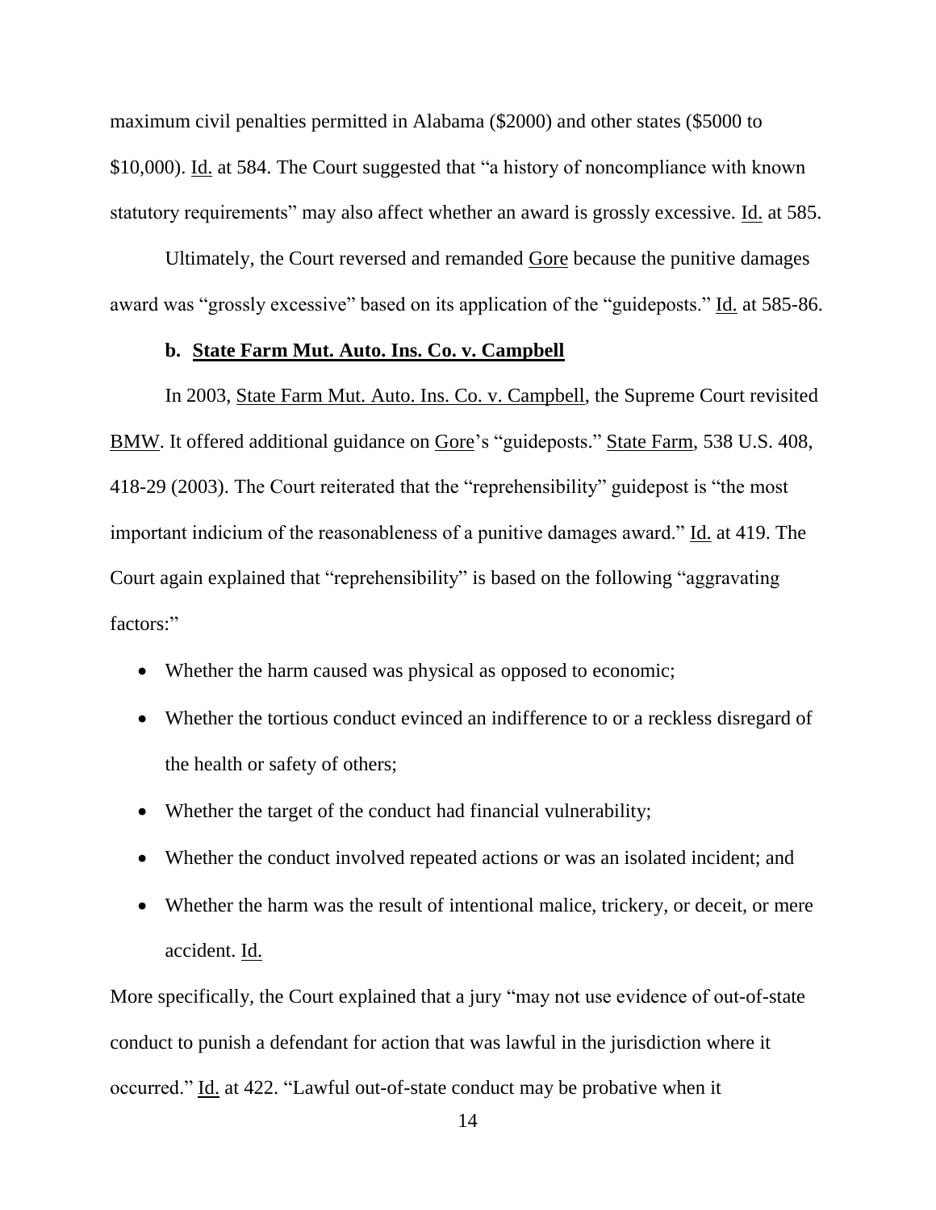maximum civil penalties permitted in Alabama ($2000) and other states ($5000 to $10,000). Id. at 584. The Court suggested that "a history of noncompliance with known statutory requirements" may also affect whether an award is grossly excessive. Id. at 585.

Ultimately, the Court reversed and remanded Gore because the punitive damages award was "grossly excessive" based on its application of the "guideposts." Id. at 585-86.

**b. State Farm Mut. Auto. Ins. Co. v. Campbell**

In 2003, State Farm Mut. Auto. Ins. Co. v. Campbell, the Supreme Court revisited BMW. It offered additional guidance on Gore's "guideposts." State Farm, 538 U.S. 408, 418-29 (2003). The Court reiterated that the "reprehensibility" guidepost is "the most important indicium of the reasonableness of a punitive damages award." Id. at 419. The Court again explained that "reprehensibility" is based on the following "aggravating factors:"

- Whether the harm caused was physical as opposed to economic;
- Whether the tortious conduct evinced an indifference to or a reckless disregard of the health or safety of others;
- Whether the target of the conduct had financial vulnerability;
- Whether the conduct involved repeated actions or was an isolated incident; and
- Whether the harm was the result of intentional malice, trickery, or deceit, or mere accident. Id.

More specifically, the Court explained that a jury "may not use evidence of out-of-state conduct to punish a defendant for action that was lawful in the jurisdiction where it occurred." Id. at 422. "Lawful out-of-state conduct may be probative when it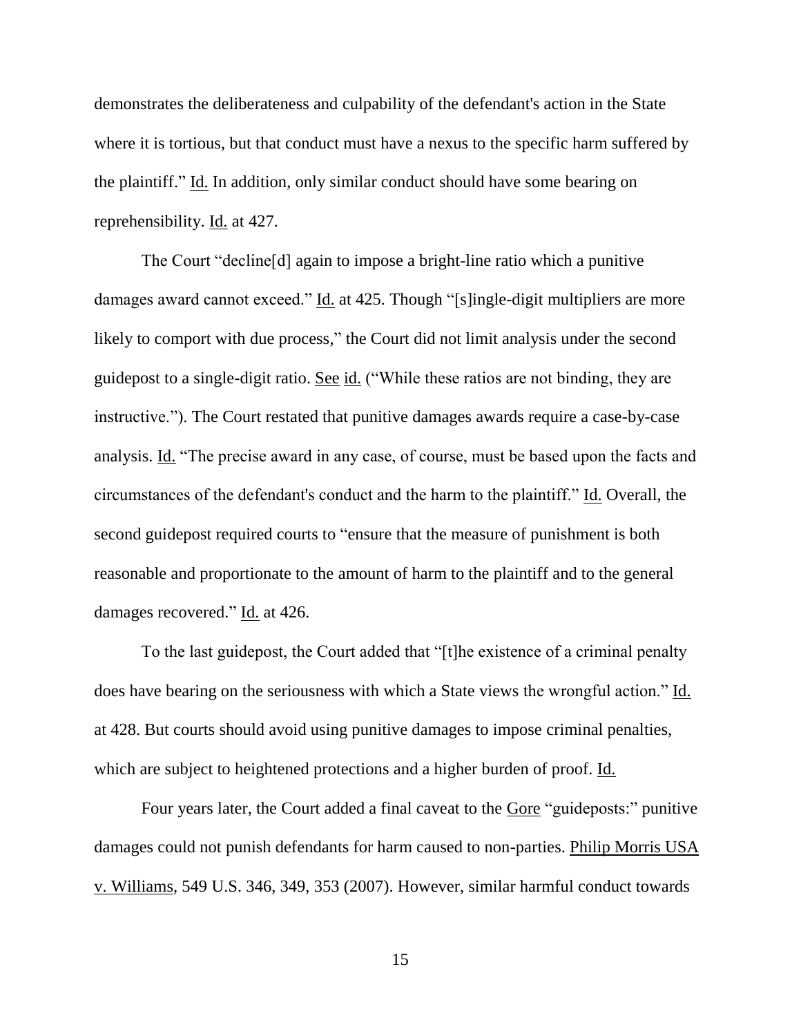demonstrates the deliberateness and culpability of the defendant's action in the State where it is tortious, but that conduct must have a nexus to the specific harm suffered by the plaintiff." Id. In addition, only similar conduct should have some bearing on reprehensibility. Id. at 427.

The Court "decline[d] again to impose a bright-line ratio which a punitive damages award cannot exceed." Id. at 425. Though "[s]ingle-digit multipliers are more likely to comport with due process," the Court did not limit analysis under the second guidepost to a single-digit ratio. See id. ("While these ratios are not binding, they are instructive."). The Court restated that punitive damages awards require a case-by-case analysis. Id. "The precise award in any case, of course, must be based upon the facts and circumstances of the defendant's conduct and the harm to the plaintiff." Id. Overall, the second guidepost required courts to "ensure that the measure of punishment is both reasonable and proportionate to the amount of harm to the plaintiff and to the general damages recovered." Id. at 426.

To the last guidepost, the Court added that "[t]he existence of a criminal penalty does have bearing on the seriousness with which a State views the wrongful action." Id. at 428. But courts should avoid using punitive damages to impose criminal penalties, which are subject to heightened protections and a higher burden of proof. Id.

Four years later, the Court added a final caveat to the Gore "guideposts:" punitive damages could not punish defendants for harm caused to non-parties. Philip Morris USA v. Williams, 549 U.S. 346, 349, 353 (2007). However, similar harmful conduct towards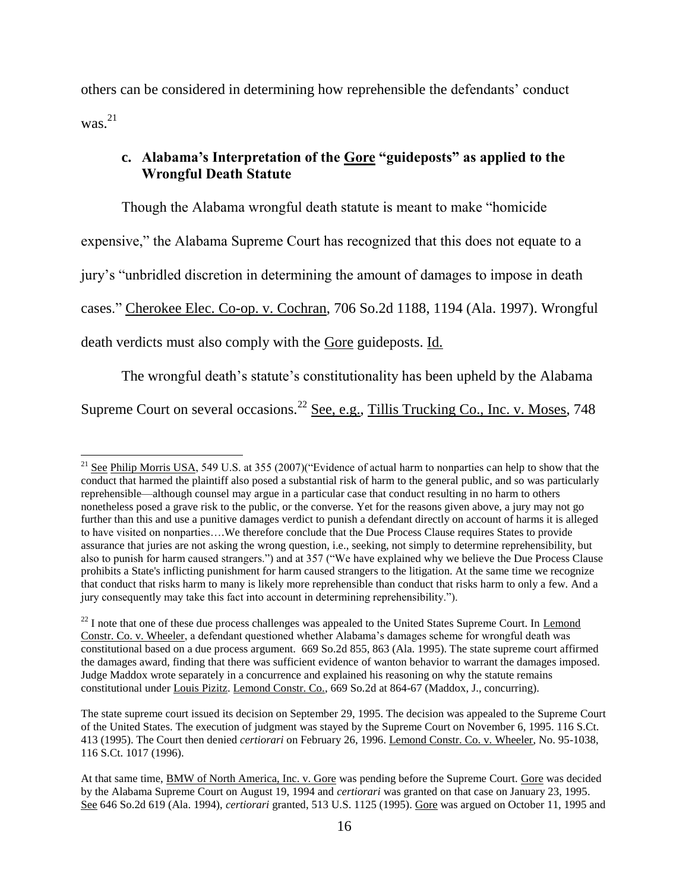others can be considered in determining how reprehensible the defendants' conduct was.[21]

### c. Alabama's Interpretation of the Gore "guideposts" as applied to the Wrongful Death Statute

Though the Alabama wrongful death statute is meant to make "homicide expensive," the Alabama Supreme Court has recognized that this does not equate to a jury's "unbridled discretion in determining the amount of damages to impose in death cases." Cherokee Elec. Co-op. v. Cochran, 706 So.2d 1188, 1194 (Ala. 1997). Wrongful death verdicts must also comply with the Gore guideposts. Id.

The wrongful death's statute's constitutionality has been upheld by the Alabama Supreme Court on several occasions.[22] See, e.g., Tillis Trucking Co., Inc. v. Moses, 748

---

[21] See Philip Morris USA, 549 U.S. at 355 (2007)("Evidence of actual harm to nonparties can help to show that the conduct that harmed the plaintiff also posed a substantial risk of harm to the general public, and so was particularly reprehensible—although counsel may argue in a particular case that conduct resulting in no harm to others nonetheless posed a grave risk to the public, or the converse. Yet for the reasons given above, a jury may not go further than this and use a punitive damages verdict to punish a defendant directly on account of harms it is alleged to have visited on nonparties….We therefore conclude that the Due Process Clause requires States to provide assurance that juries are not asking the wrong question, i.e., seeking, not simply to determine reprehensibility, but also to punish for harm caused strangers.") and at 357 ("We have explained why we believe the Due Process Clause prohibits a State's inflicting punishment for harm caused strangers to the litigation. At the same time we recognize that conduct that risks harm to many is likely more reprehensible than conduct that risks harm to only a few. And a jury consequently may take this fact into account in determining reprehensibility.").

[22] I note that one of these due process challenges was appealed to the United States Supreme Court. In Lemond Constr. Co. v. Wheeler, a defendant questioned whether Alabama's damages scheme for wrongful death was constitutional based on a due process argument. 669 So.2d 855, 863 (Ala. 1995). The state supreme court affirmed the damages award, finding that there was sufficient evidence of wanton behavior to warrant the damages imposed. Judge Maddox wrote separately in a concurrence and explained his reasoning on why the statute remains constitutional under Louis Pizitz. Lemond Constr. Co., 669 So.2d at 864-67 (Maddox, J., concurring).

The state supreme court issued its decision on September 29, 1995. The decision was appealed to the Supreme Court of the United States. The execution of judgment was stayed by the Supreme Court on November 6, 1995. 116 S.Ct. 413 (1995). The Court then denied *certiorari* on February 26, 1996. Lemond Constr. Co. v. Wheeler, No. 95-1038, 116 S.Ct. 1017 (1996).

At that same time, BMW of North America, Inc. v. Gore was pending before the Supreme Court. Gore was decided by the Alabama Supreme Court on August 19, 1994 and *certiorari* was granted on that case on January 23, 1995. See 646 So.2d 619 (Ala. 1994), *certiorari* granted, 513 U.S. 1125 (1995). Gore was argued on October 11, 1995 and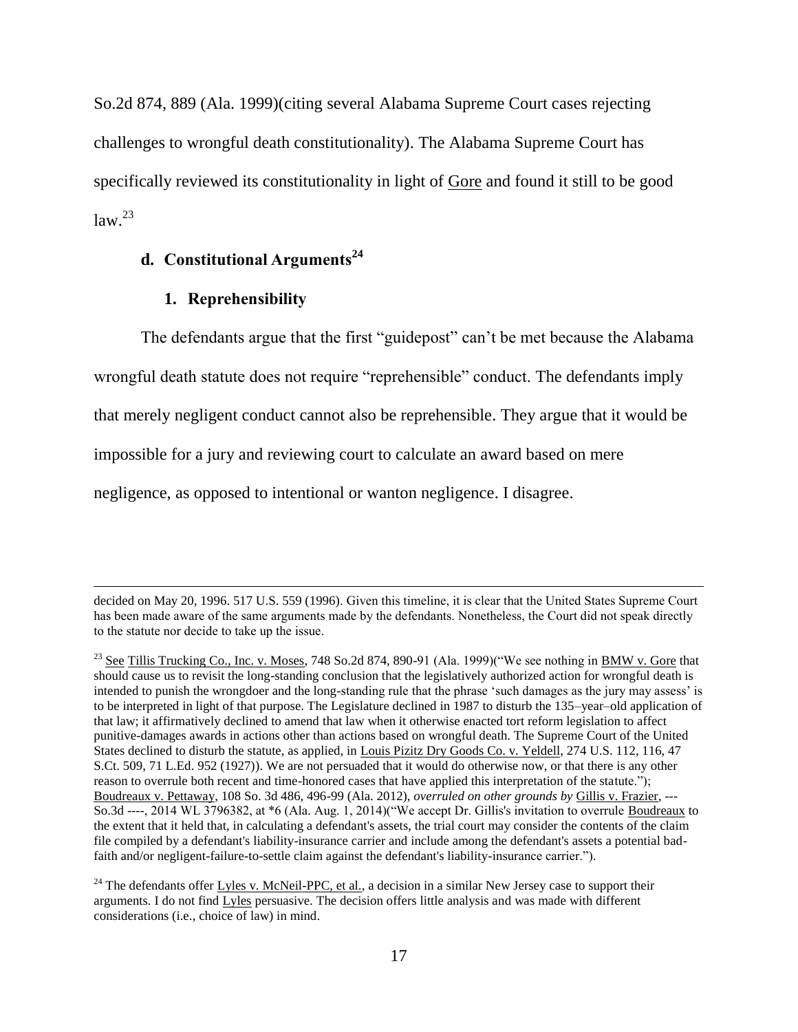So.2d 874, 889 (Ala. 1999)(citing several Alabama Supreme Court cases rejecting challenges to wrongful death constitutionality). The Alabama Supreme Court has specifically reviewed its constitutionality in light of Gore and found it still to be good law.[23]

### d. Constitutional Arguments[24]

#### 1. Reprehensibility

The defendants argue that the first "guidepost" can't be met because the Alabama wrongful death statute does not require "reprehensible" conduct. The defendants imply that merely negligent conduct cannot also be reprehensible. They argue that it would be impossible for a jury and reviewing court to calculate an award based on mere negligence, as opposed to intentional or wanton negligence. I disagree.

---

decided on May 20, 1996. 517 U.S. 559 (1996). Given this timeline, it is clear that the United States Supreme Court has been made aware of the same arguments made by the defendants. Nonetheless, the Court did not speak directly to the statute nor decide to take up the issue.

[23] See Tillis Trucking Co., Inc. v. Moses, 748 So.2d 874, 890-91 (Ala. 1999)("We see nothing in BMW v. Gore that should cause us to revisit the long-standing conclusion that the legislatively authorized action for wrongful death is intended to punish the wrongdoer and the long-standing rule that the phrase 'such damages as the jury may assess' is to be interpreted in light of that purpose. The Legislature declined in 1987 to disturb the 135–year–old application of that law; it affirmatively declined to amend that law when it otherwise enacted tort reform legislation to affect punitive-damages awards in actions other than actions based on wrongful death. The Supreme Court of the United States declined to disturb the statute, as applied, in Louis Pizitz Dry Goods Co. v. Yeldell, 274 U.S. 112, 116, 47 S.Ct. 509, 71 L.Ed. 952 (1927)). We are not persuaded that it would do otherwise now, or that there is any other reason to overrule both recent and time-honored cases that have applied this interpretation of the statute."); Boudreaux v. Pettaway, 108 So. 3d 486, 496-99 (Ala. 2012), *overruled on other grounds by* Gillis v. Frazier, --- So.3d ----, 2014 WL 3796382, at *6 (Ala. Aug. 1, 2014)("We accept Dr. Gillis's invitation to overrule Boudreaux to the extent that it held that, in calculating a defendant's assets, the trial court may consider the contents of the claim file compiled by a defendant's liability-insurance carrier and include among the defendant's assets a potential bad-faith and/or negligent-failure-to-settle claim against the defendant's liability-insurance carrier.").

[24] The defendants offer Lyles v. McNeil-PPC, et al., a decision in a similar New Jersey case to support their arguments. I do not find Lyles persuasive. The decision offers little analysis and was made with different considerations (i.e., choice of law) in mind.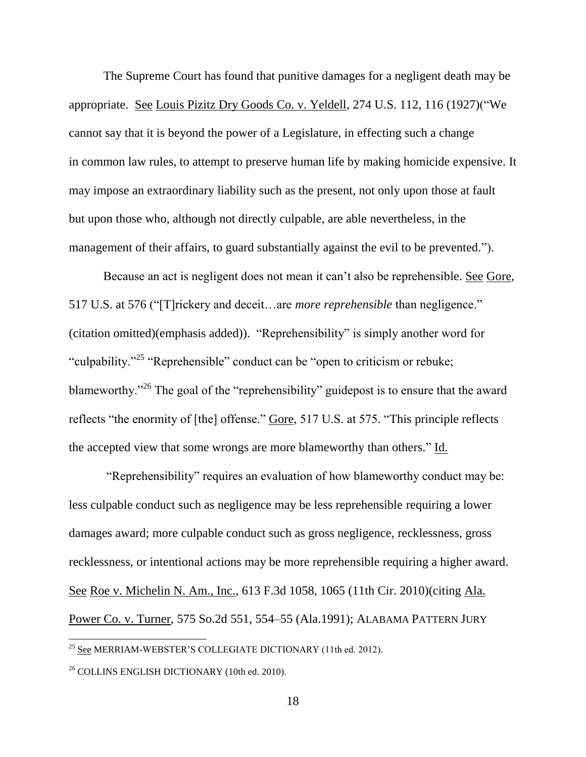The Supreme Court has found that punitive damages for a negligent death may be appropriate. See Louis Pizitz Dry Goods Co. v. Yeldell, 274 U.S. 112, 116 (1927)("We cannot say that it is beyond the power of a Legislature, in effecting such a change in common law rules, to attempt to preserve human life by making homicide expensive. It may impose an extraordinary liability such as the present, not only upon those at fault but upon those who, although not directly culpable, are able nevertheless, in the management of their affairs, to guard substantially against the evil to be prevented.").

Because an act is negligent does not mean it can't also be reprehensible. See Gore, 517 U.S. at 576 ("[T]rickery and deceit…are *more reprehensible* than negligence." (citation omitted)(emphasis added)). "Reprehensibility" is simply another word for "culpability."[25] "Reprehensible" conduct can be "open to criticism or rebuke; blameworthy."[26] The goal of the "reprehensibility" guidepost is to ensure that the award reflects "the enormity of [the] offense." Gore, 517 U.S. at 575. "This principle reflects the accepted view that some wrongs are more blameworthy than others." Id.

"Reprehensibility" requires an evaluation of how blameworthy conduct may be: less culpable conduct such as negligence may be less reprehensible requiring a lower damages award; more culpable conduct such as gross negligence, recklessness, gross recklessness, or intentional actions may be more reprehensible requiring a higher award. See Roe v. Michelin N. Am., Inc., 613 F.3d 1058, 1065 (11th Cir. 2010)(citing Ala. Power Co. v. Turner, 575 So.2d 551, 554–55 (Ala.1991); ALABAMA PATTERN JURY

---

[25] See MERRIAM-WEBSTER'S COLLEGIATE DICTIONARY (11th ed. 2012).

[26] COLLINS ENGLISH DICTIONARY (10th ed. 2010).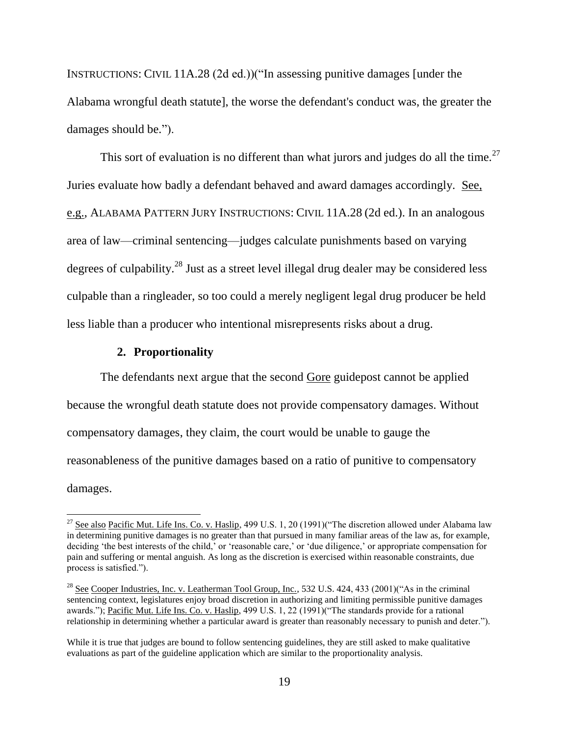INSTRUCTIONS: CIVIL 11A.28 (2d ed.))("In assessing punitive damages [under the Alabama wrongful death statute], the worse the defendant's conduct was, the greater the damages should be.").

This sort of evaluation is no different than what jurors and judges do all the time.[27] Juries evaluate how badly a defendant behaved and award damages accordingly. See, e.g., ALABAMA PATTERN JURY INSTRUCTIONS: CIVIL 11A.28 (2d ed.). In an analogous area of law—criminal sentencing—judges calculate punishments based on varying degrees of culpability.[28] Just as a street level illegal drug dealer may be considered less culpable than a ringleader, so too could a merely negligent legal drug producer be held less liable than a producer who intentional misrepresents risks about a drug.

#### 2. Proportionality

The defendants next argue that the second Gore guidepost cannot be applied because the wrongful death statute does not provide compensatory damages. Without compensatory damages, they claim, the court would be unable to gauge the reasonableness of the punitive damages based on a ratio of punitive to compensatory damages.

---

[27] See also Pacific Mut. Life Ins. Co. v. Haslip, 499 U.S. 1, 20 (1991)("The discretion allowed under Alabama law in determining punitive damages is no greater than that pursued in many familiar areas of the law as, for example, deciding 'the best interests of the child,' or 'reasonable care,' or 'due diligence,' or appropriate compensation for pain and suffering or mental anguish. As long as the discretion is exercised within reasonable constraints, due process is satisfied.").

[28] See Cooper Industries, Inc. v. Leatherman Tool Group, Inc., 532 U.S. 424, 433 (2001)("As in the criminal sentencing context, legislatures enjoy broad discretion in authorizing and limiting permissible punitive damages awards."); Pacific Mut. Life Ins. Co. v. Haslip, 499 U.S. 1, 22 (1991)("The standards provide for a rational relationship in determining whether a particular award is greater than reasonably necessary to punish and deter.").

While it is true that judges are bound to follow sentencing guidelines, they are still asked to make qualitative evaluations as part of the guideline application which are similar to the proportionality analysis.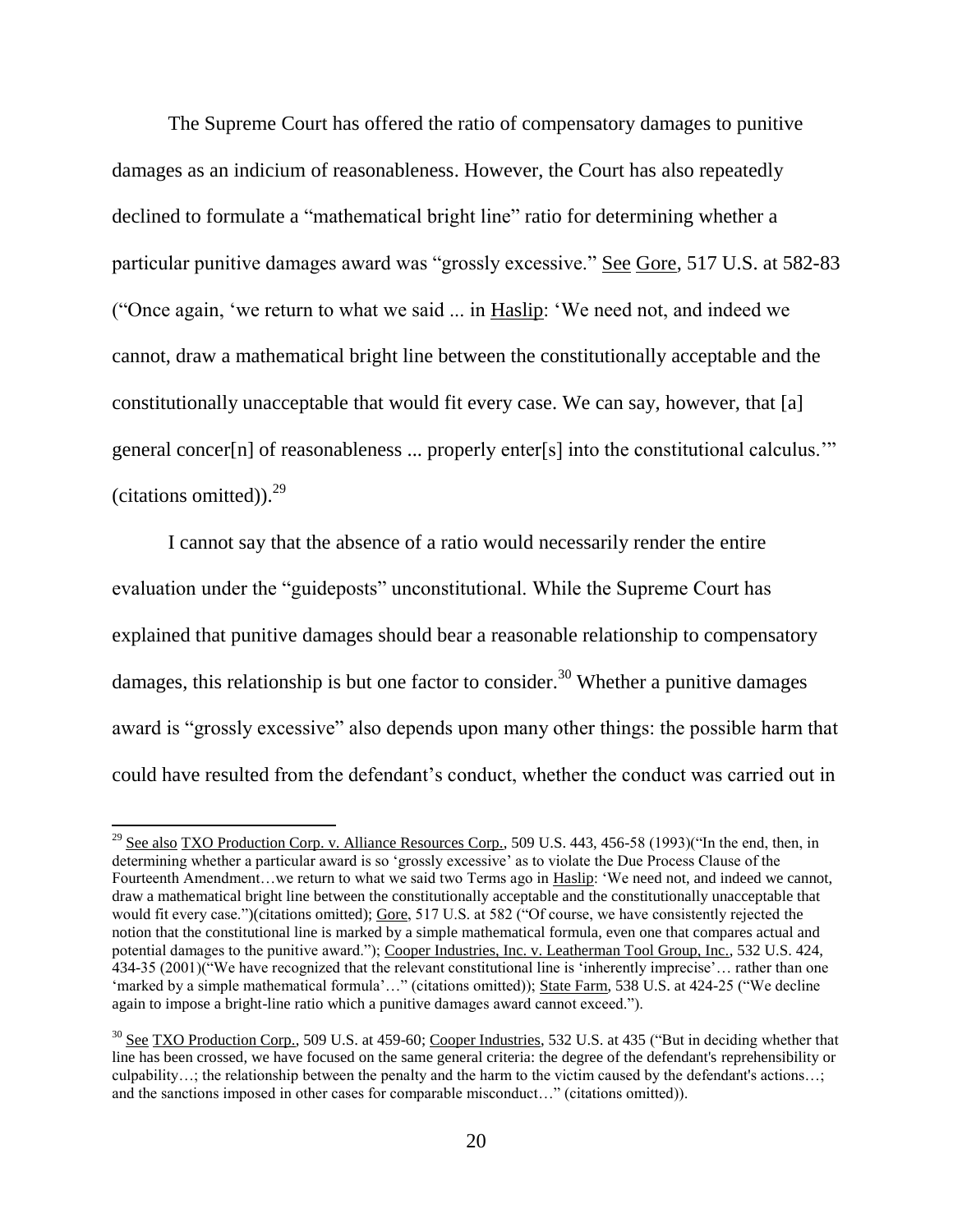The Supreme Court has offered the ratio of compensatory damages to punitive damages as an indicium of reasonableness. However, the Court has also repeatedly declined to formulate a "mathematical bright line" ratio for determining whether a particular punitive damages award was "grossly excessive." See Gore, 517 U.S. at 582-83 ("Once again, 'we return to what we said ... in Haslip: 'We need not, and indeed we cannot, draw a mathematical bright line between the constitutionally acceptable and the constitutionally unacceptable that would fit every case. We can say, however, that [a] general concer[n] of reasonableness ... properly enter[s] into the constitutional calculus.'" (citations omitted)).[29]

I cannot say that the absence of a ratio would necessarily render the entire evaluation under the "guideposts" unconstitutional. While the Supreme Court has explained that punitive damages should bear a reasonable relationship to compensatory damages, this relationship is but one factor to consider.[30] Whether a punitive damages award is "grossly excessive" also depends upon many other things: the possible harm that could have resulted from the defendant's conduct, whether the conduct was carried out in

---

[29] See also TXO Production Corp. v. Alliance Resources Corp., 509 U.S. 443, 456-58 (1993)("In the end, then, in determining whether a particular award is so 'grossly excessive' as to violate the Due Process Clause of the Fourteenth Amendment…we return to what we said two Terms ago in Haslip: 'We need not, and indeed we cannot, draw a mathematical bright line between the constitutionally acceptable and the constitutionally unacceptable that would fit every case.")(citations omitted); Gore, 517 U.S. at 582 ("Of course, we have consistently rejected the notion that the constitutional line is marked by a simple mathematical formula, even one that compares actual and potential damages to the punitive award."); Cooper Industries, Inc. v. Leatherman Tool Group, Inc., 532 U.S. 424, 434-35 (2001)("We have recognized that the relevant constitutional line is 'inherently imprecise'… rather than one 'marked by a simple mathematical formula'…" (citations omitted)); State Farm, 538 U.S. at 424-25 ("We decline again to impose a bright-line ratio which a punitive damages award cannot exceed.").

[30] See TXO Production Corp., 509 U.S. at 459-60; Cooper Industries, 532 U.S. at 435 ("But in deciding whether that line has been crossed, we have focused on the same general criteria: the degree of the defendant's reprehensibility or culpability…; the relationship between the penalty and the harm to the victim caused by the defendant's actions…; and the sanctions imposed in other cases for comparable misconduct…" (citations omitted)).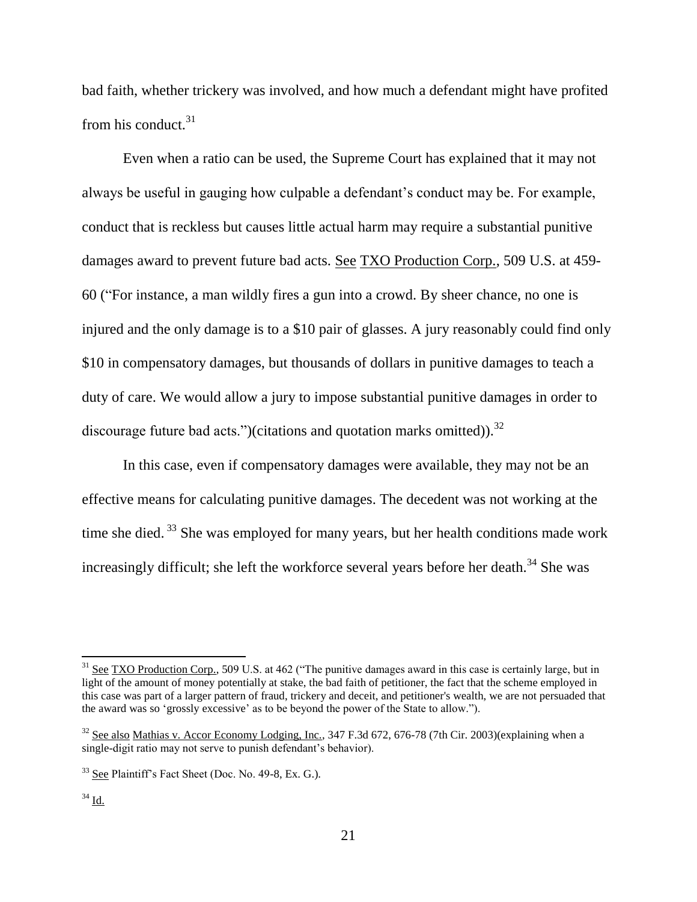bad faith, whether trickery was involved, and how much a defendant might have profited from his conduct.[31]

Even when a ratio can be used, the Supreme Court has explained that it may not always be useful in gauging how culpable a defendant's conduct may be. For example, conduct that is reckless but causes little actual harm may require a substantial punitive damages award to prevent future bad acts. See TXO Production Corp., 509 U.S. at 459-60 ("For instance, a man wildly fires a gun into a crowd. By sheer chance, no one is injured and the only damage is to a $10 pair of glasses. A jury reasonably could find only $10 in compensatory damages, but thousands of dollars in punitive damages to teach a duty of care. We would allow a jury to impose substantial punitive damages in order to discourage future bad acts.")(citations and quotation marks omitted)).[32]

In this case, even if compensatory damages were available, they may not be an effective means for calculating punitive damages. The decedent was not working at the time she died.[33] She was employed for many years, but her health conditions made work increasingly difficult; she left the workforce several years before her death.[34] She was

---

[31] See TXO Production Corp., 509 U.S. at 462 ("The punitive damages award in this case is certainly large, but in light of the amount of money potentially at stake, the bad faith of petitioner, the fact that the scheme employed in this case was part of a larger pattern of fraud, trickery and deceit, and petitioner's wealth, we are not persuaded that the award was so 'grossly excessive' as to be beyond the power of the State to allow.").

[32] See also Mathias v. Accor Economy Lodging, Inc., 347 F.3d 672, 676-78 (7th Cir. 2003)(explaining when a single-digit ratio may not serve to punish defendant's behavior).

[33] See Plaintiff's Fact Sheet (Doc. No. 49-8, Ex. G.).

[34] Id.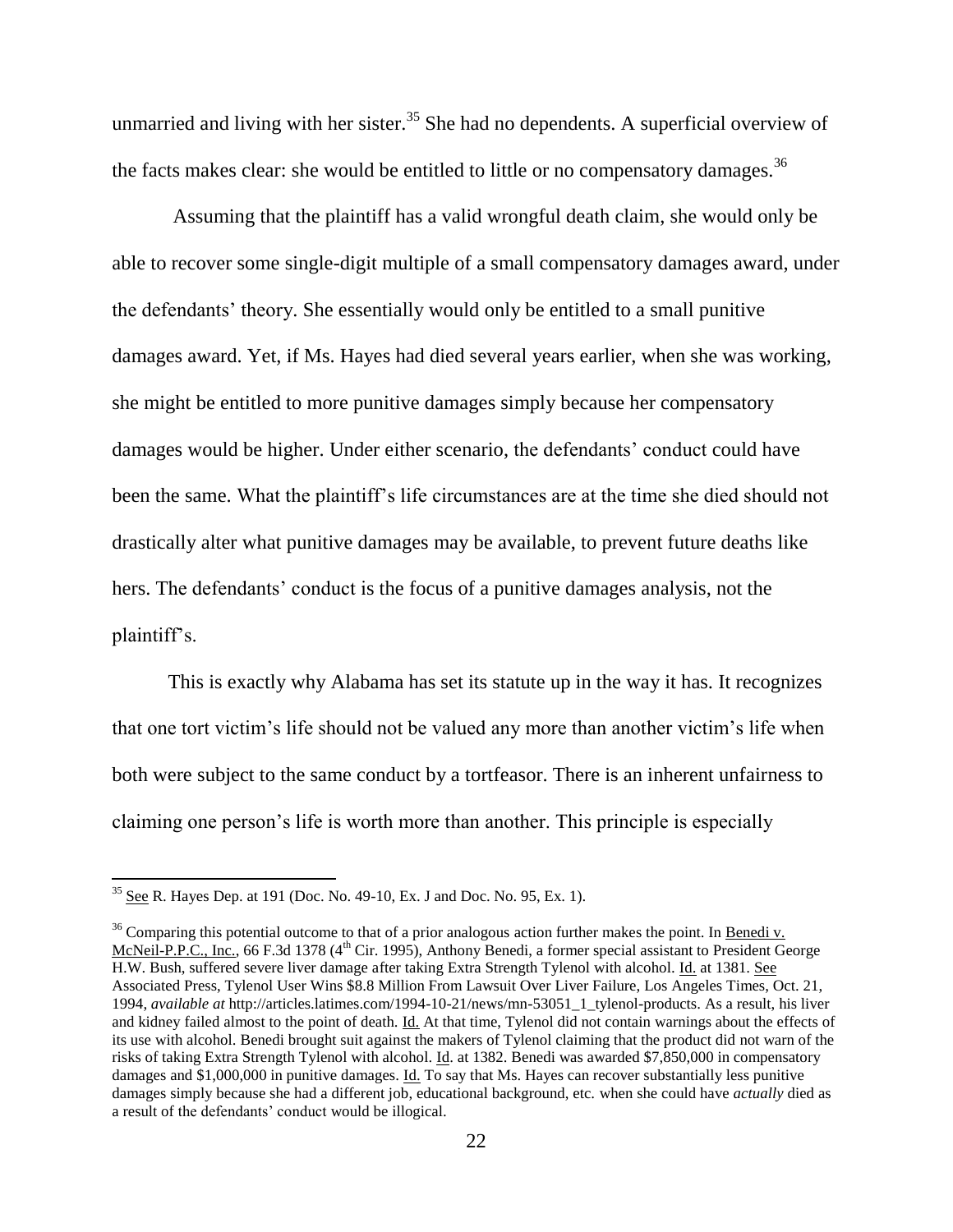unmarried and living with her sister.[35] She had no dependents. A superficial overview of the facts makes clear: she would be entitled to little or no compensatory damages.[36]

Assuming that the plaintiff has a valid wrongful death claim, she would only be able to recover some single-digit multiple of a small compensatory damages award, under the defendants' theory. She essentially would only be entitled to a small punitive damages award. Yet, if Ms. Hayes had died several years earlier, when she was working, she might be entitled to more punitive damages simply because her compensatory damages would be higher. Under either scenario, the defendants' conduct could have been the same. What the plaintiff's life circumstances are at the time she died should not drastically alter what punitive damages may be available, to prevent future deaths like hers. The defendants' conduct is the focus of a punitive damages analysis, not the plaintiff's.

This is exactly why Alabama has set its statute up in the way it has. It recognizes that one tort victim's life should not be valued any more than another victim's life when both were subject to the same conduct by a tortfeasor. There is an inherent unfairness to claiming one person's life is worth more than another. This principle is especially

---

[35] See R. Hayes Dep. at 191 (Doc. No. 49-10, Ex. J and Doc. No. 95, Ex. 1).

[36] Comparing this potential outcome to that of a prior analogous action further makes the point. In Benedi v. McNeil-P.P.C., Inc., 66 F.3d 1378 (4th Cir. 1995), Anthony Benedi, a former special assistant to President George H.W. Bush, suffered severe liver damage after taking Extra Strength Tylenol with alcohol. Id. at 1381. See Associated Press, Tylenol User Wins $8.8 Million From Lawsuit Over Liver Failure, Los Angeles Times, Oct. 21, 1994, *available at* http://articles.latimes.com/1994-10-21/news/mn-53051_1_tylenol-products. As a result, his liver and kidney failed almost to the point of death. Id. At that time, Tylenol did not contain warnings about the effects of its use with alcohol. Benedi brought suit against the makers of Tylenol claiming that the product did not warn of the risks of taking Extra Strength Tylenol with alcohol. Id. at 1382. Benedi was awarded $7,850,000 in compensatory damages and $1,000,000 in punitive damages. Id. To say that Ms. Hayes can recover substantially less punitive damages simply because she had a different job, educational background, etc. when she could have *actually* died as a result of the defendants' conduct would be illogical.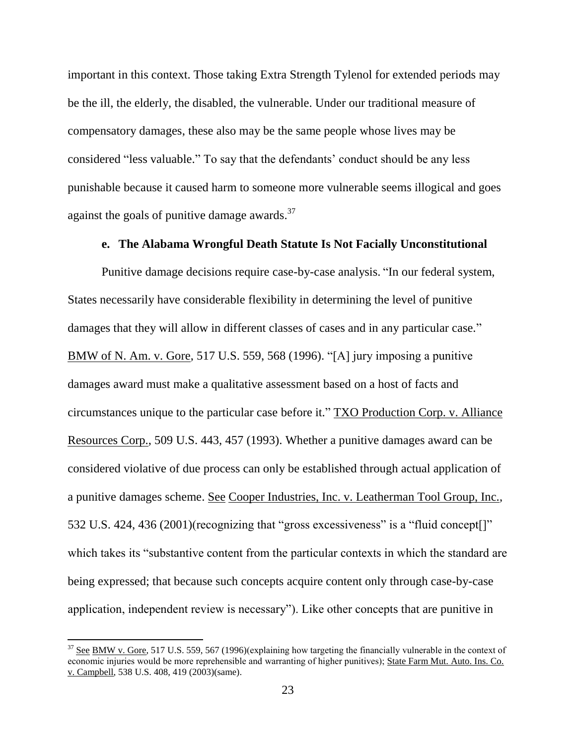important in this context. Those taking Extra Strength Tylenol for extended periods may be the ill, the elderly, the disabled, the vulnerable. Under our traditional measure of compensatory damages, these also may be the same people whose lives may be considered "less valuable." To say that the defendants' conduct should be any less punishable because it caused harm to someone more vulnerable seems illogical and goes against the goals of punitive damage awards.[37]

**e. The Alabama Wrongful Death Statute Is Not Facially Unconstitutional**

Punitive damage decisions require case-by-case analysis. "In our federal system, States necessarily have considerable flexibility in determining the level of punitive damages that they will allow in different classes of cases and in any particular case." BMW of N. Am. v. Gore, 517 U.S. 559, 568 (1996). "[A] jury imposing a punitive damages award must make a qualitative assessment based on a host of facts and circumstances unique to the particular case before it." TXO Production Corp. v. Alliance Resources Corp., 509 U.S. 443, 457 (1993). Whether a punitive damages award can be considered violative of due process can only be established through actual application of a punitive damages scheme. See Cooper Industries, Inc. v. Leatherman Tool Group, Inc., 532 U.S. 424, 436 (2001)(recognizing that "gross excessiveness" is a "fluid concept[]" which takes its "substantive content from the particular contexts in which the standard are being expressed; that because such concepts acquire content only through case-by-case application, independent review is necessary"). Like other concepts that are punitive in

---

[37] See BMW v. Gore, 517 U.S. 559, 567 (1996)(explaining how targeting the financially vulnerable in the context of economic injuries would be more reprehensible and warranting of higher punitives); State Farm Mut. Auto. Ins. Co. v. Campbell, 538 U.S. 408, 419 (2003)(same).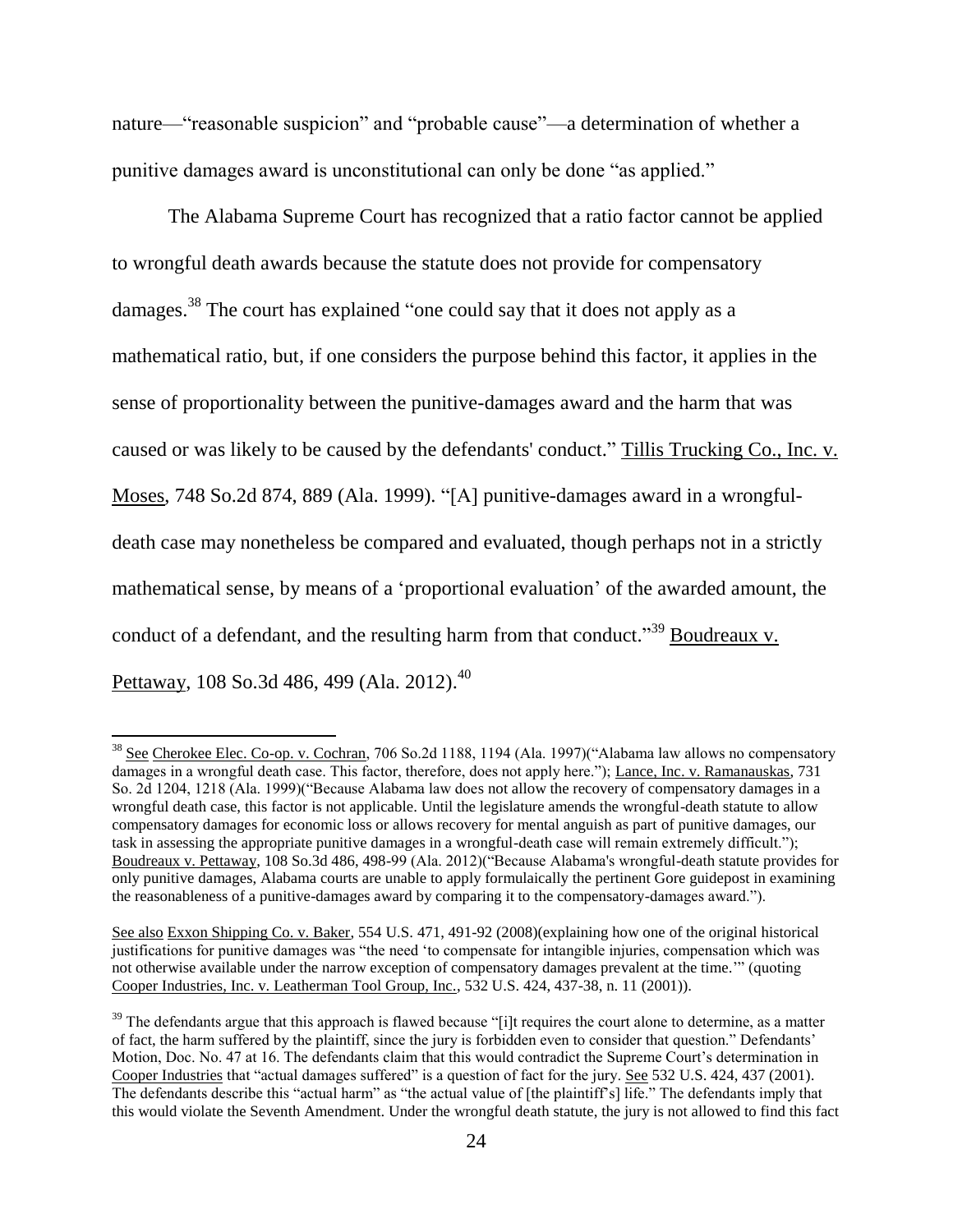nature—"reasonable suspicion" and "probable cause"—a determination of whether a punitive damages award is unconstitutional can only be done "as applied."

The Alabama Supreme Court has recognized that a ratio factor cannot be applied to wrongful death awards because the statute does not provide for compensatory damages.[38] The court has explained "one could say that it does not apply as a mathematical ratio, but, if one considers the purpose behind this factor, it applies in the sense of proportionality between the punitive-damages award and the harm that was caused or was likely to be caused by the defendants' conduct." Tillis Trucking Co., Inc. v. Moses, 748 So.2d 874, 889 (Ala. 1999). "[A] punitive-damages award in a wrongful-death case may nonetheless be compared and evaluated, though perhaps not in a strictly mathematical sense, by means of a 'proportional evaluation' of the awarded amount, the conduct of a defendant, and the resulting harm from that conduct."[39] Boudreaux v. Pettaway, 108 So.3d 486, 499 (Ala. 2012).[40]

---

[38] See Cherokee Elec. Co-op. v. Cochran, 706 So.2d 1188, 1194 (Ala. 1997)("Alabama law allows no compensatory damages in a wrongful death case. This factor, therefore, does not apply here."); Lance, Inc. v. Ramanauskas, 731 So. 2d 1204, 1218 (Ala. 1999)("Because Alabama law does not allow the recovery of compensatory damages in a wrongful death case, this factor is not applicable. Until the legislature amends the wrongful-death statute to allow compensatory damages for economic loss or allows recovery for mental anguish as part of punitive damages, our task in assessing the appropriate punitive damages in a wrongful-death case will remain extremely difficult."); Boudreaux v. Pettaway, 108 So.3d 486, 498-99 (Ala. 2012)("Because Alabama's wrongful-death statute provides for only punitive damages, Alabama courts are unable to apply formulaically the pertinent Gore guidepost in examining the reasonableness of a punitive-damages award by comparing it to the compensatory-damages award.").

See also Exxon Shipping Co. v. Baker, 554 U.S. 471, 491-92 (2008)(explaining how one of the original historical justifications for punitive damages was "the need 'to compensate for intangible injuries, compensation which was not otherwise available under the narrow exception of compensatory damages prevalent at the time.'" (quoting Cooper Industries, Inc. v. Leatherman Tool Group, Inc., 532 U.S. 424, 437-38, n. 11 (2001)).

[39] The defendants argue that this approach is flawed because "[i]t requires the court alone to determine, as a matter of fact, the harm suffered by the plaintiff, since the jury is forbidden even to consider that question." Defendants' Motion, Doc. No. 47 at 16. The defendants claim that this would contradict the Supreme Court's determination in Cooper Industries that "actual damages suffered" is a question of fact for the jury. See 532 U.S. 424, 437 (2001). The defendants describe this "actual harm" as "the actual value of [the plaintiff's] life." The defendants imply that this would violate the Seventh Amendment. Under the wrongful death statute, the jury is not allowed to find this fact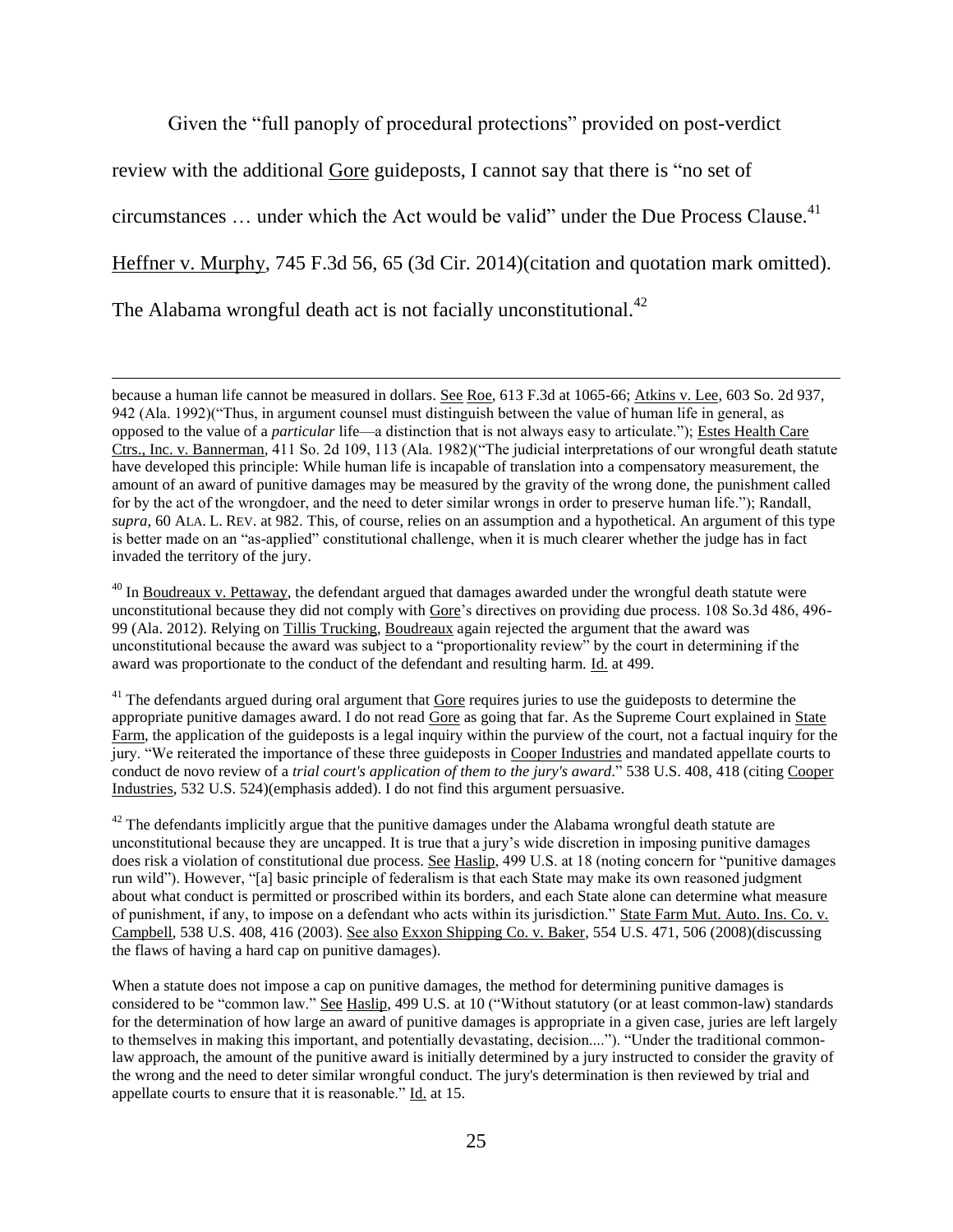Given the "full panoply of procedural protections" provided on post-verdict review with the additional Gore guideposts, I cannot say that there is "no set of circumstances … under which the Act would be valid" under the Due Process Clause.[41] Heffner v. Murphy, 745 F.3d 56, 65 (3d Cir. 2014)(citation and quotation mark omitted). The Alabama wrongful death act is not facially unconstitutional.[42]

---

because a human life cannot be measured in dollars. See Roe, 613 F.3d at 1065-66; Atkins v. Lee, 603 So. 2d 937, 942 (Ala. 1992)("Thus, in argument counsel must distinguish between the value of human life in general, as opposed to the value of a *particular* life—a distinction that is not always easy to articulate."); Estes Health Care Ctrs., Inc. v. Bannerman, 411 So. 2d 109, 113 (Ala. 1982)("The judicial interpretations of our wrongful death statute have developed this principle: While human life is incapable of translation into a compensatory measurement, the amount of an award of punitive damages may be measured by the gravity of the wrong done, the punishment called for by the act of the wrongdoer, and the need to deter similar wrongs in order to preserve human life."); Randall, *supra*, 60 ALA. L. REV. at 982. This, of course, relies on an assumption and a hypothetical. An argument of this type is better made on an "as-applied" constitutional challenge, when it is much clearer whether the judge has in fact invaded the territory of the jury.

[40] In Boudreaux v. Pettaway, the defendant argued that damages awarded under the wrongful death statute were unconstitutional because they did not comply with Gore's directives on providing due process. 108 So.3d 486, 496-99 (Ala. 2012). Relying on Tillis Trucking, Boudreaux again rejected the argument that the award was unconstitutional because the award was subject to a "proportionality review" by the court in determining if the award was proportionate to the conduct of the defendant and resulting harm. Id. at 499.

[41] The defendants argued during oral argument that Gore requires juries to use the guideposts to determine the appropriate punitive damages award. I do not read Gore as going that far. As the Supreme Court explained in State Farm, the application of the guideposts is a legal inquiry within the purview of the court, not a factual inquiry for the jury. "We reiterated the importance of these three guideposts in Cooper Industries and mandated appellate courts to conduct de novo review of a *trial court's application of them to the jury's award*." 538 U.S. 408, 418 (citing Cooper Industries, 532 U.S. 524)(emphasis added). I do not find this argument persuasive.

[42] The defendants implicitly argue that the punitive damages under the Alabama wrongful death statute are unconstitutional because they are uncapped. It is true that a jury's wide discretion in imposing punitive damages does risk a violation of constitutional due process. See Haslip, 499 U.S. at 18 (noting concern for "punitive damages run wild"). However, "[a] basic principle of federalism is that each State may make its own reasoned judgment about what conduct is permitted or proscribed within its borders, and each State alone can determine what measure of punishment, if any, to impose on a defendant who acts within its jurisdiction." State Farm Mut. Auto. Ins. Co. v. Campbell, 538 U.S. 408, 416 (2003). See also Exxon Shipping Co. v. Baker, 554 U.S. 471, 506 (2008)(discussing the flaws of having a hard cap on punitive damages).

When a statute does not impose a cap on punitive damages, the method for determining punitive damages is considered to be "common law." See Haslip, 499 U.S. at 10 ("Without statutory (or at least common-law) standards for the determination of how large an award of punitive damages is appropriate in a given case, juries are left largely to themselves in making this important, and potentially devastating, decision...."). "Under the traditional common-law approach, the amount of the punitive award is initially determined by a jury instructed to consider the gravity of the wrong and the need to deter similar wrongful conduct. The jury's determination is then reviewed by trial and appellate courts to ensure that it is reasonable." Id. at 15.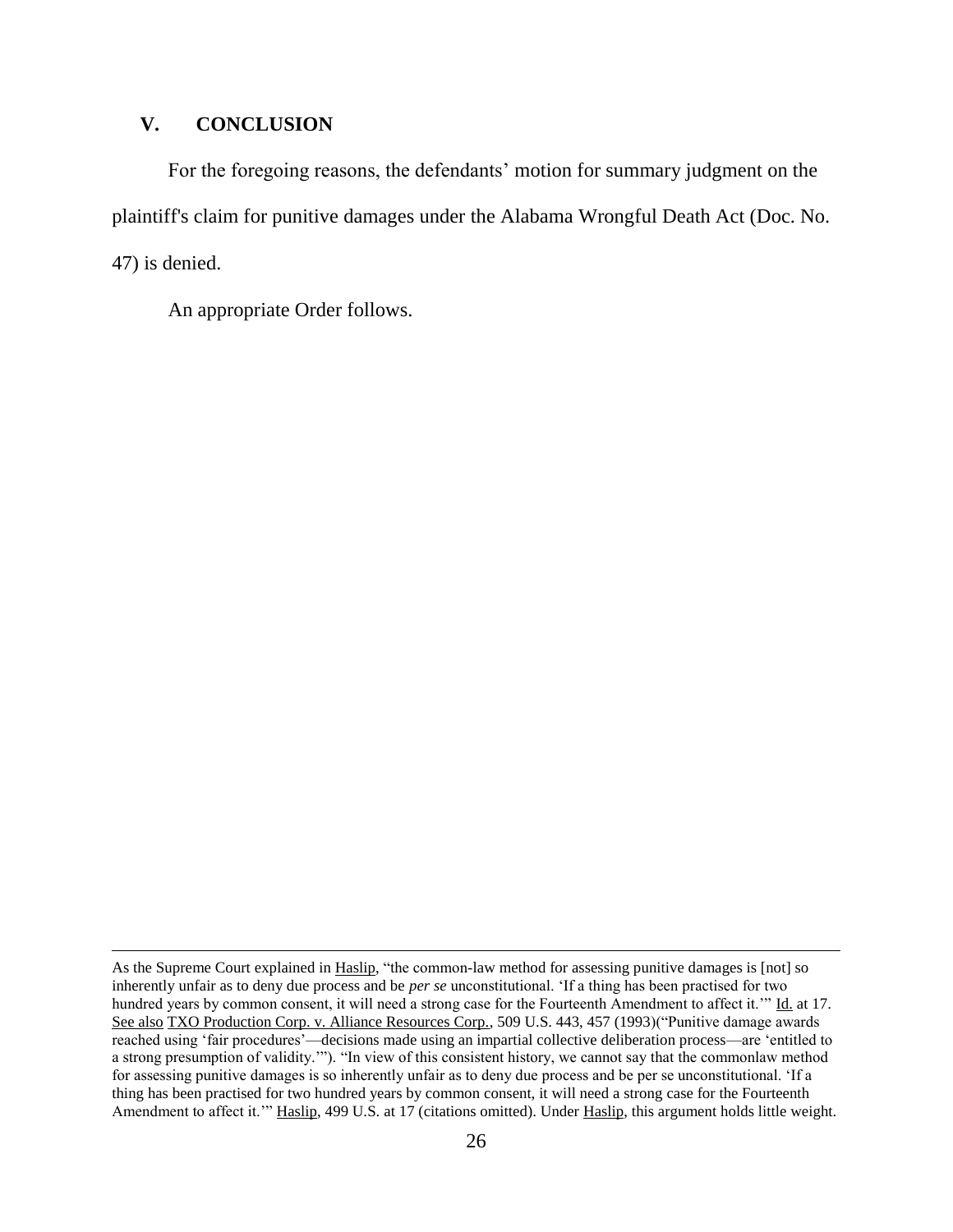## V. CONCLUSION

For the foregoing reasons, the defendants' motion for summary judgment on the plaintiff's claim for punitive damages under the Alabama Wrongful Death Act (Doc. No. 47) is denied.

An appropriate Order follows.

---

As the Supreme Court explained in Haslip, "the common-law method for assessing punitive damages is [not] so inherently unfair as to deny due process and be *per se* unconstitutional. 'If a thing has been practised for two hundred years by common consent, it will need a strong case for the Fourteenth Amendment to affect it.'" Id. at 17. See also TXO Production Corp. v. Alliance Resources Corp., 509 U.S. 443, 457 (1993)("Punitive damage awards reached using 'fair procedures'—decisions made using an impartial collective deliberation process—are 'entitled to a strong presumption of validity.'"). "In view of this consistent history, we cannot say that the commonlaw method for assessing punitive damages is so inherently unfair as to deny due process and be per se unconstitutional. 'If a thing has been practised for two hundred years by common consent, it will need a strong case for the Fourteenth Amendment to affect it.'" Haslip, 499 U.S. at 17 (citations omitted). Under Haslip, this argument holds little weight.